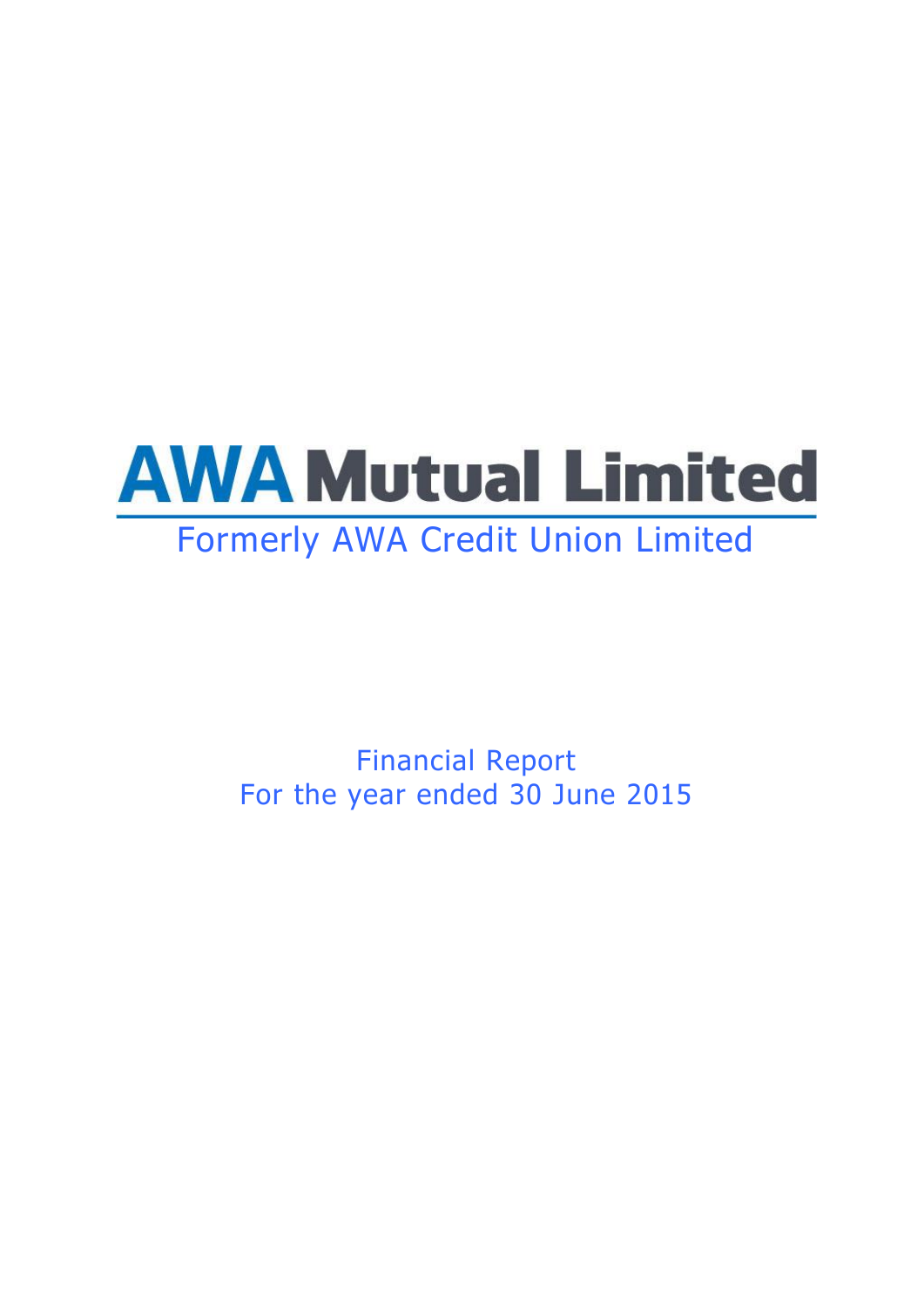# AWA Mutual Limited

Formerly AWA Credit Union Limited

Financial Report
For the year ended 30 June 2015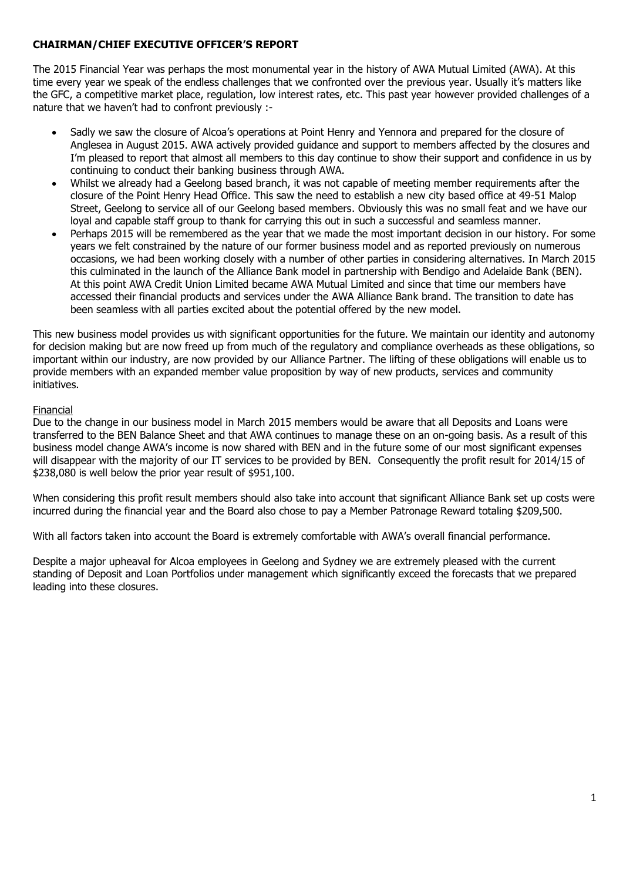**CHAIRMAN/CHIEF EXECUTIVE OFFICER'S REPORT**

The 2015 Financial Year was perhaps the most monumental year in the history of AWA Mutual Limited (AWA). At this time every year we speak of the endless challenges that we confronted over the previous year. Usually it's matters like the GFC, a competitive market place, regulation, low interest rates, etc. This past year however provided challenges of a nature that we haven't had to confront previously :-

- Sadly we saw the closure of Alcoa's operations at Point Henry and Yennora and prepared for the closure of Anglesea in August 2015. AWA actively provided guidance and support to members affected by the closures and I'm pleased to report that almost all members to this day continue to show their support and confidence in us by continuing to conduct their banking business through AWA.
- Whilst we already had a Geelong based branch, it was not capable of meeting member requirements after the closure of the Point Henry Head Office. This saw the need to establish a new city based office at 49-51 Malop Street, Geelong to service all of our Geelong based members. Obviously this was no small feat and we have our loyal and capable staff group to thank for carrying this out in such a successful and seamless manner.
- Perhaps 2015 will be remembered as the year that we made the most important decision in our history. For some years we felt constrained by the nature of our former business model and as reported previously on numerous occasions, we had been working closely with a number of other parties in considering alternatives. In March 2015 this culminated in the launch of the Alliance Bank model in partnership with Bendigo and Adelaide Bank (BEN). At this point AWA Credit Union Limited became AWA Mutual Limited and since that time our members have accessed their financial products and services under the AWA Alliance Bank brand. The transition to date has been seamless with all parties excited about the potential offered by the new model.

This new business model provides us with significant opportunities for the future. We maintain our identity and autonomy for decision making but are now freed up from much of the regulatory and compliance overheads as these obligations, so important within our industry, are now provided by our Alliance Partner. The lifting of these obligations will enable us to provide members with an expanded member value proposition by way of new products, services and community initiatives.

Financial

Due to the change in our business model in March 2015 members would be aware that all Deposits and Loans were transferred to the BEN Balance Sheet and that AWA continues to manage these on an on-going basis. As a result of this business model change AWA's income is now shared with BEN and in the future some of our most significant expenses will disappear with the majority of our IT services to be provided by BEN. Consequently the profit result for 2014/15 of \$238,080 is well below the prior year result of \$951,100.

When considering this profit result members should also take into account that significant Alliance Bank set up costs were incurred during the financial year and the Board also chose to pay a Member Patronage Reward totaling \$209,500.

With all factors taken into account the Board is extremely comfortable with AWA's overall financial performance.

Despite a major upheaval for Alcoa employees in Geelong and Sydney we are extremely pleased with the current standing of Deposit and Loan Portfolios under management which significantly exceed the forecasts that we prepared leading into these closures.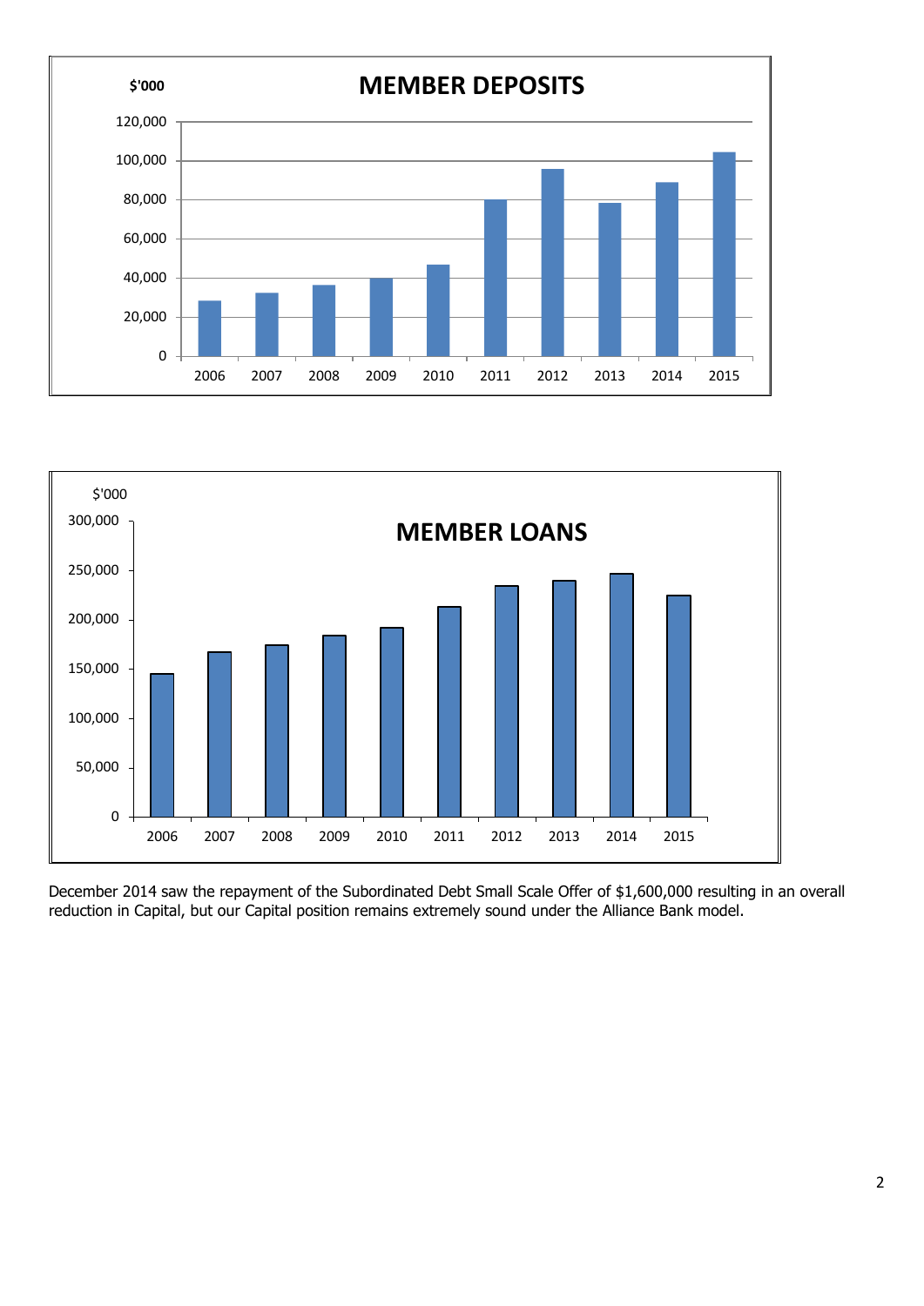$'000

MEMBER DEPOSITS

120,000
100,000
80,000
60,000
40,000
20,000
0

2006 2007 2008 2009 2010 2011 2012 2013 2014 2015

$'000

MEMBER LOANS

300,000
250,000
200,000
150,000
100,000
50,000
0

2006 2007 2008 2009 2010 2011 2012 2013 2014 2015

December 2014 saw the repayment of the Subordinated Debt Small Scale Offer of $1,600,000 resulting in an overall reduction in Capital, but our Capital position remains extremely sound under the Alliance Bank model.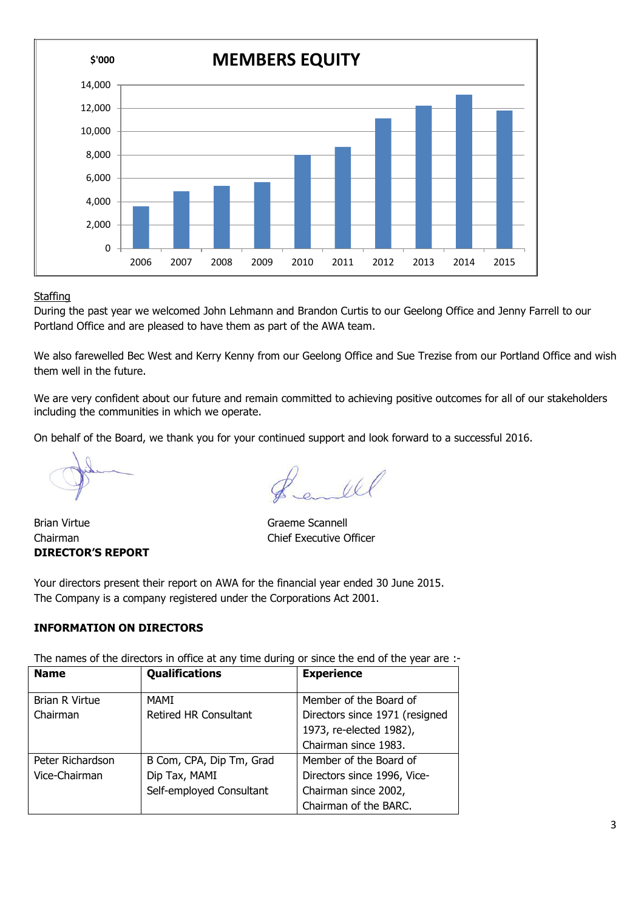$'000

**MEMBERS EQUITY**

14,000
12,000
10,000
8,000
6,000
4,000
2,000
0

2006 2007 2008 2009 2010 2011 2012 2013 2014 2015

Staffing

During the past year we welcomed John Lehmann and Brandon Curtis to our Geelong Office and Jenny Farrell to our Portland Office and are pleased to have them as part of the AWA team.

We also farewelled Bec West and Kerry Kenny from our Geelong Office and Sue Trezise from our Portland Office and wish them well in the future.

We are very confident about our future and remain committed to achieving positive outcomes for all of our stakeholders including the communities in which we operate.

On behalf of the Board, we thank you for your continued support and look forward to a successful 2016.

Brian Virtue
Chairman

Graeme Scannell
Chief Executive Officer

**DIRECTOR'S REPORT**

Your directors present their report on AWA for the financial year ended 30 June 2015.
The Company is a company registered under the Corporations Act 2001.

**INFORMATION ON DIRECTORS**

The names of the directors in office at any time during or since the end of the year are :-

| Name | Qualifications | Experience |
|---|---|---|
| Brian R Virtue<br>Chairman | MAMI<br>Retired HR Consultant | Member of the Board of Directors since 1971 (resigned 1973, re-elected 1982), Chairman since 1983. |
| Peter Richardson<br>Vice-Chairman | B Com, CPA, Dip Tm, Grad Dip Tax, MAMI<br>Self-employed Consultant | Member of the Board of Directors since 1996, Vice-Chairman since 2002, Chairman of the BARC. |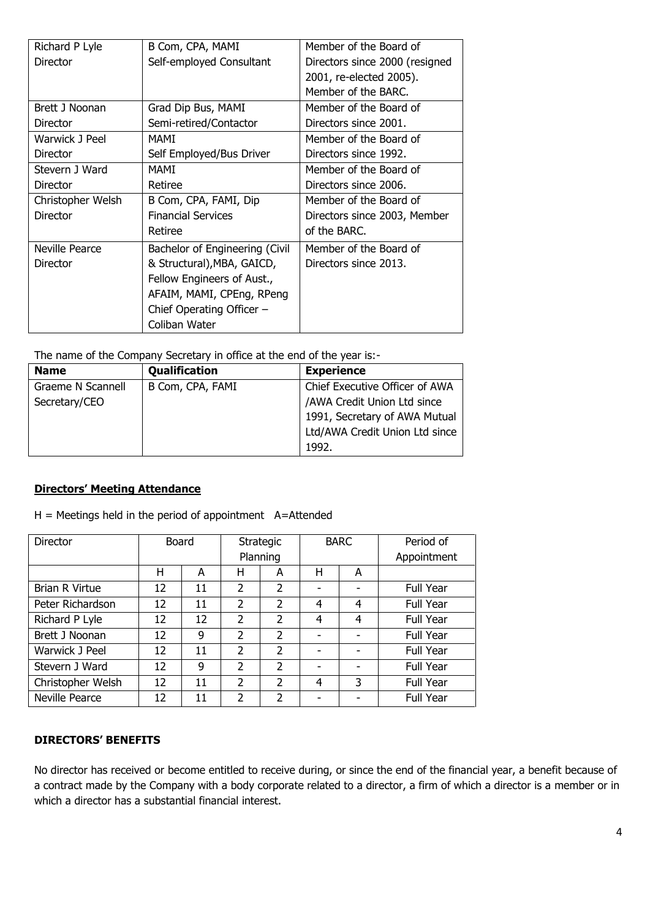| | | |
|---|---|---|
| Richard P Lyle<br>Director | B Com, CPA, MAMI<br>Self-employed Consultant | Member of the Board of Directors since 2000 (resigned 2001, re-elected 2005). Member of the BARC. |
| Brett J Noonan<br>Director | Grad Dip Bus, MAMI<br>Semi-retired/Contactor | Member of the Board of Directors since 2001. |
| Warwick J Peel<br>Director | MAMI<br>Self Employed/Bus Driver | Member of the Board of Directors since 1992. |
| Stevern J Ward<br>Director | MAMI<br>Retiree | Member of the Board of Directors since 2006. |
| Christopher Welsh<br>Director | B Com, CPA, FAMI, Dip Financial Services<br>Retiree | Member of the Board of Directors since 2003, Member of the BARC. |
| Neville Pearce<br>Director | Bachelor of Engineering (Civil & Structural),MBA, GAICD, Fellow Engineers of Aust., AFAIM, MAMI, CPEng, RPeng<br>Chief Operating Officer – Coliban Water | Member of the Board of Directors since 2013. |

The name of the Company Secretary in office at the end of the year is:-

| Name | Qualification | Experience |
|---|---|---|
| Graeme N Scannell<br>Secretary/CEO | B Com, CPA, FAMI | Chief Executive Officer of AWA /AWA Credit Union Ltd since 1991, Secretary of AWA Mutual Ltd/AWA Credit Union Ltd since 1992. |

## Directors' Meeting Attendance

H = Meetings held in the period of appointment A=Attended

| Director | Board | | Strategic Planning | | BARC | | Period of Appointment |
|---|---|---|---|---|---|---|---|
| | H | A | H | A | H | A | |
| Brian R Virtue | 12 | 11 | 2 | 2 | - | - | Full Year |
| Peter Richardson | 12 | 11 | 2 | 2 | 4 | 4 | Full Year |
| Richard P Lyle | 12 | 12 | 2 | 2 | 4 | 4 | Full Year |
| Brett J Noonan | 12 | 9 | 2 | 2 | - | - | Full Year |
| Warwick J Peel | 12 | 11 | 2 | 2 | - | - | Full Year |
| Stevern J Ward | 12 | 9 | 2 | 2 | - | - | Full Year |
| Christopher Welsh | 12 | 11 | 2 | 2 | 4 | 3 | Full Year |
| Neville Pearce | 12 | 11 | 2 | 2 | - | - | Full Year |

**DIRECTORS' BENEFITS**

No director has received or become entitled to receive during, or since the end of the financial year, a benefit because of a contract made by the Company with a body corporate related to a director, a firm of which a director is a member or in which a director has a substantial financial interest.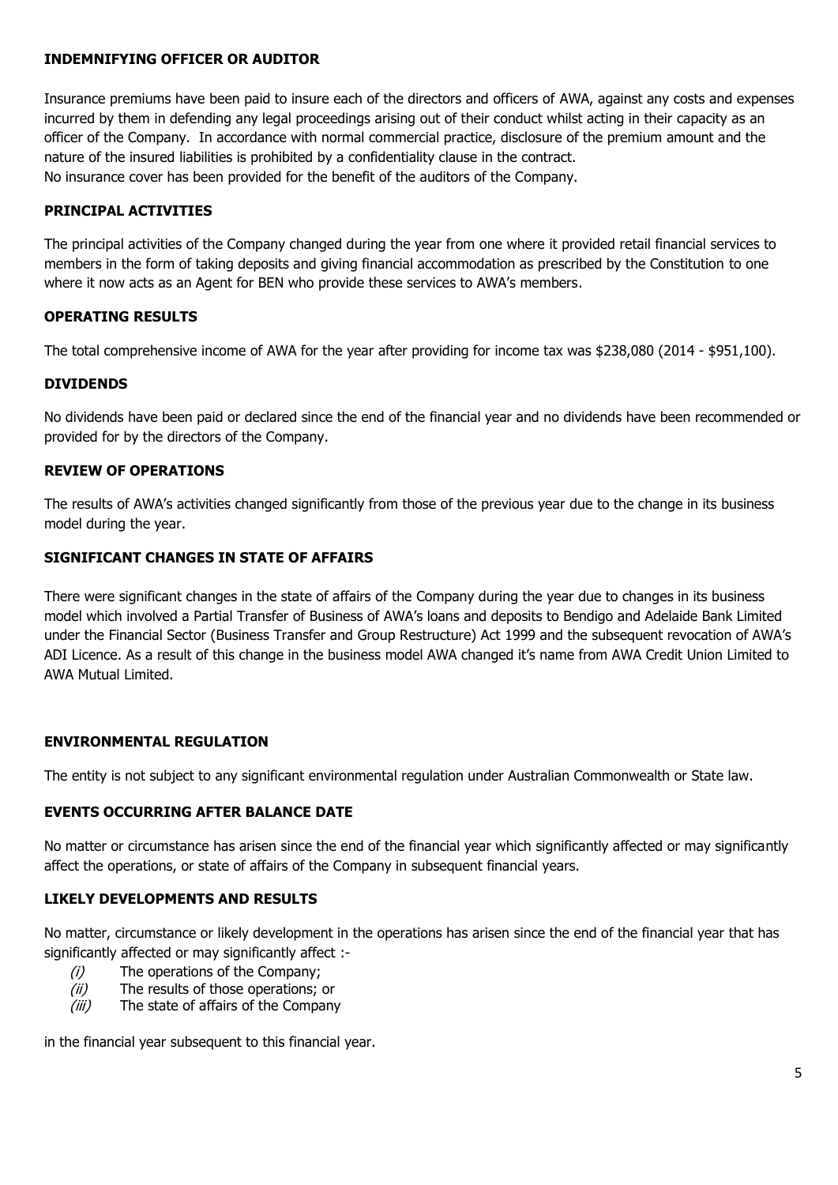## INDEMNIFYING OFFICER OR AUDITOR

Insurance premiums have been paid to insure each of the directors and officers of AWA, against any costs and expenses incurred by them in defending any legal proceedings arising out of their conduct whilst acting in their capacity as an officer of the Company. In accordance with normal commercial practice, disclosure of the premium amount and the nature of the insured liabilities is prohibited by a confidentiality clause in the contract.
No insurance cover has been provided for the benefit of the auditors of the Company.

## PRINCIPAL ACTIVITIES

The principal activities of the Company changed during the year from one where it provided retail financial services to members in the form of taking deposits and giving financial accommodation as prescribed by the Constitution to one where it now acts as an Agent for BEN who provide these services to AWA's members.

## OPERATING RESULTS

The total comprehensive income of AWA for the year after providing for income tax was $238,080 (2014 - $951,100).

## DIVIDENDS

No dividends have been paid or declared since the end of the financial year and no dividends have been recommended or provided for by the directors of the Company.

## REVIEW OF OPERATIONS

The results of AWA's activities changed significantly from those of the previous year due to the change in its business model during the year.

## SIGNIFICANT CHANGES IN STATE OF AFFAIRS

There were significant changes in the state of affairs of the Company during the year due to changes in its business model which involved a Partial Transfer of Business of AWA's loans and deposits to Bendigo and Adelaide Bank Limited under the Financial Sector (Business Transfer and Group Restructure) Act 1999 and the subsequent revocation of AWA's ADI Licence. As a result of this change in the business model AWA changed it's name from AWA Credit Union Limited to AWA Mutual Limited.

## ENVIRONMENTAL REGULATION

The entity is not subject to any significant environmental regulation under Australian Commonwealth or State law.

## EVENTS OCCURRING AFTER BALANCE DATE

No matter or circumstance has arisen since the end of the financial year which significantly affected or may significantly affect the operations, or state of affairs of the Company in subsequent financial years.

## LIKELY DEVELOPMENTS AND RESULTS

No matter, circumstance or likely development in the operations has arisen since the end of the financial year that has significantly affected or may significantly affect :-

*(i)* The operations of the Company;
*(ii)* The results of those operations; or
*(iii)* The state of affairs of the Company

in the financial year subsequent to this financial year.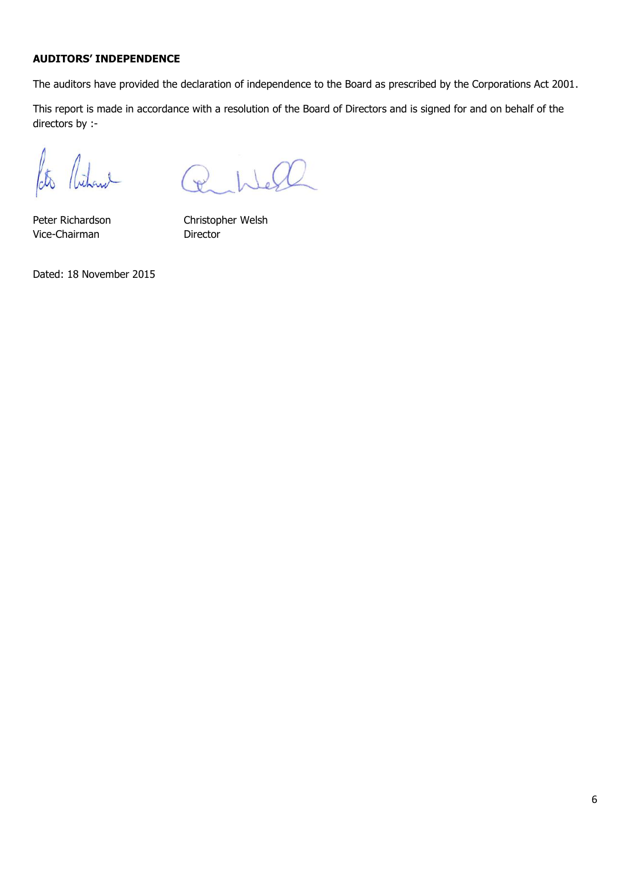**AUDITORS' INDEPENDENCE**

The auditors have provided the declaration of independence to the Board as prescribed by the Corporations Act 2001.

This report is made in accordance with a resolution of the Board of Directors and is signed for and on behalf of the directors by :-

Peter Richardson
Vice-Chairman

Christopher Welsh
Director

Dated: 18 November 2015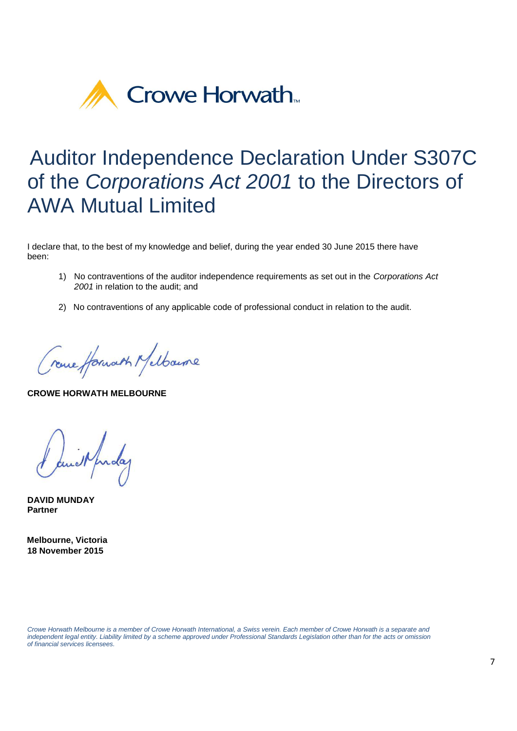Crowe Horwath™

# Auditor Independence Declaration Under S307C of the *Corporations Act 2001* to the Directors of AWA Mutual Limited

I declare that, to the best of my knowledge and belief, during the year ended 30 June 2015 there have been:

1) No contraventions of the auditor independence requirements as set out in the *Corporations Act 2001* in relation to the audit; and

2) No contraventions of any applicable code of professional conduct in relation to the audit.

**CROWE HORWATH MELBOURNE**

**DAVID MUNDAY**
**Partner**

**Melbourne, Victoria**
**18 November 2015**

*Crowe Horwath Melbourne is a member of Crowe Horwath International, a Swiss verein. Each member of Crowe Horwath is a separate and independent legal entity. Liability limited by a scheme approved under Professional Standards Legislation other than for the acts or omission of financial services licensees.*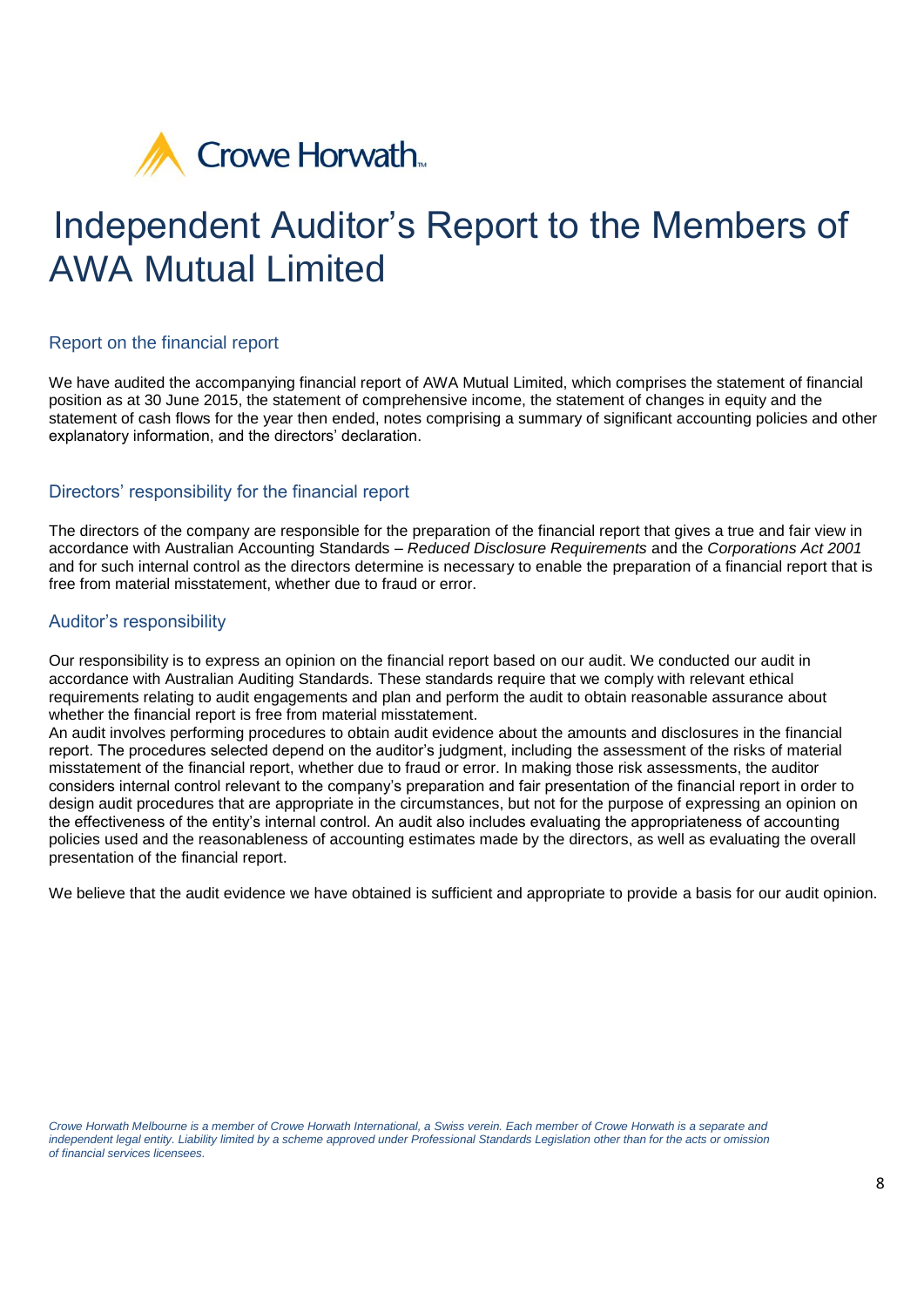Crowe Horwath

# Independent Auditor's Report to the Members of AWA Mutual Limited

## Report on the financial report

We have audited the accompanying financial report of AWA Mutual Limited, which comprises the statement of financial position as at 30 June 2015, the statement of comprehensive income, the statement of changes in equity and the statement of cash flows for the year then ended, notes comprising a summary of significant accounting policies and other explanatory information, and the directors' declaration.

## Directors' responsibility for the financial report

The directors of the company are responsible for the preparation of the financial report that gives a true and fair view in accordance with Australian Accounting Standards – *Reduced Disclosure Requirements* and the *Corporations Act 2001* and for such internal control as the directors determine is necessary to enable the preparation of a financial report that is free from material misstatement, whether due to fraud or error.

## Auditor's responsibility

Our responsibility is to express an opinion on the financial report based on our audit. We conducted our audit in accordance with Australian Auditing Standards. These standards require that we comply with relevant ethical requirements relating to audit engagements and plan and perform the audit to obtain reasonable assurance about whether the financial report is free from material misstatement.
An audit involves performing procedures to obtain audit evidence about the amounts and disclosures in the financial report. The procedures selected depend on the auditor's judgment, including the assessment of the risks of material misstatement of the financial report, whether due to fraud or error. In making those risk assessments, the auditor considers internal control relevant to the company's preparation and fair presentation of the financial report in order to design audit procedures that are appropriate in the circumstances, but not for the purpose of expressing an opinion on the effectiveness of the entity's internal control. An audit also includes evaluating the appropriateness of accounting policies used and the reasonableness of accounting estimates made by the directors, as well as evaluating the overall presentation of the financial report.

We believe that the audit evidence we have obtained is sufficient and appropriate to provide a basis for our audit opinion.

*Crowe Horwath Melbourne is a member of Crowe Horwath International, a Swiss verein. Each member of Crowe Horwath is a separate and independent legal entity. Liability limited by a scheme approved under Professional Standards Legislation other than for the acts or omission of financial services licensees.*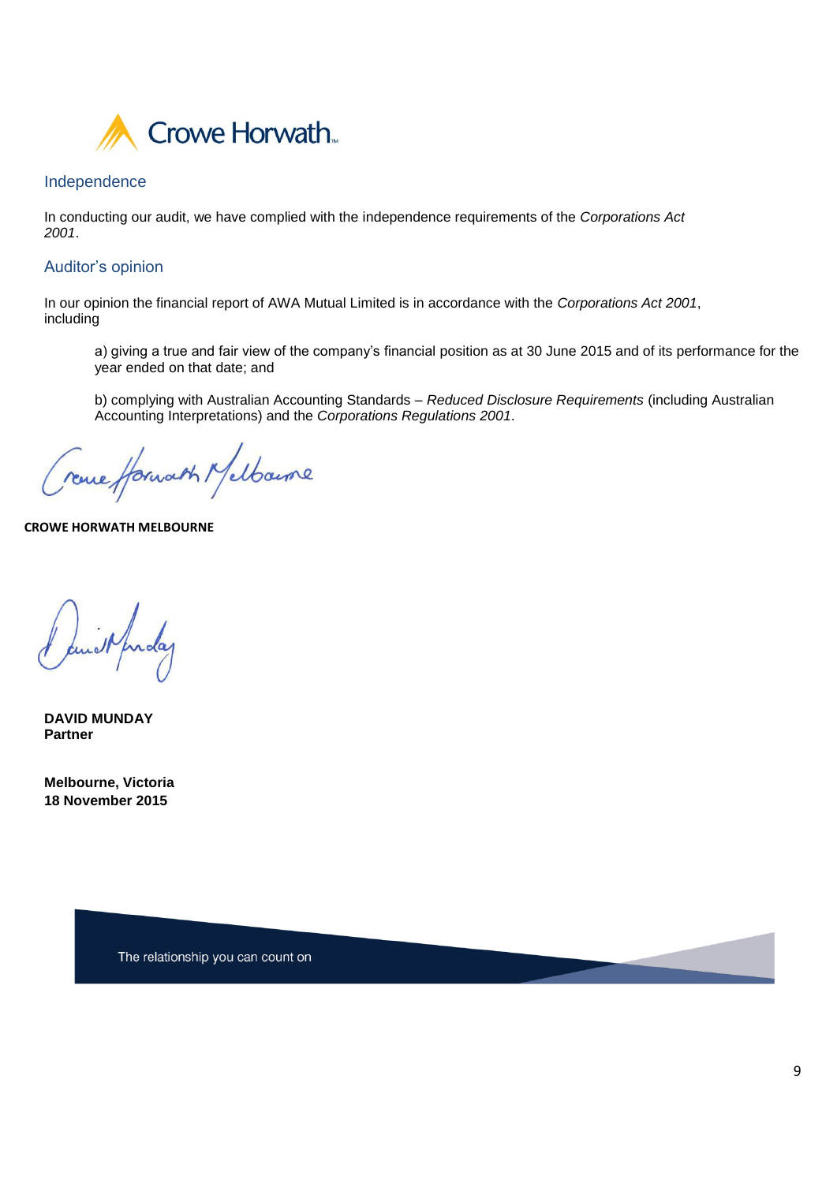## Independence

In conducting our audit, we have complied with the independence requirements of the *Corporations Act 2001*.

## Auditor's opinion

In our opinion the financial report of AWA Mutual Limited is in accordance with the *Corporations Act 2001*, including

a) giving a true and fair view of the company's financial position as at 30 June 2015 and of its performance for the year ended on that date; and

b) complying with Australian Accounting Standards – *Reduced Disclosure Requirements* (including Australian Accounting Interpretations) and the *Corporations Regulations 2001*.

**CROWE HORWATH MELBOURNE**

**DAVID MUNDAY**
**Partner**

**Melbourne, Victoria**
**18 November 2015**

The relationship you can count on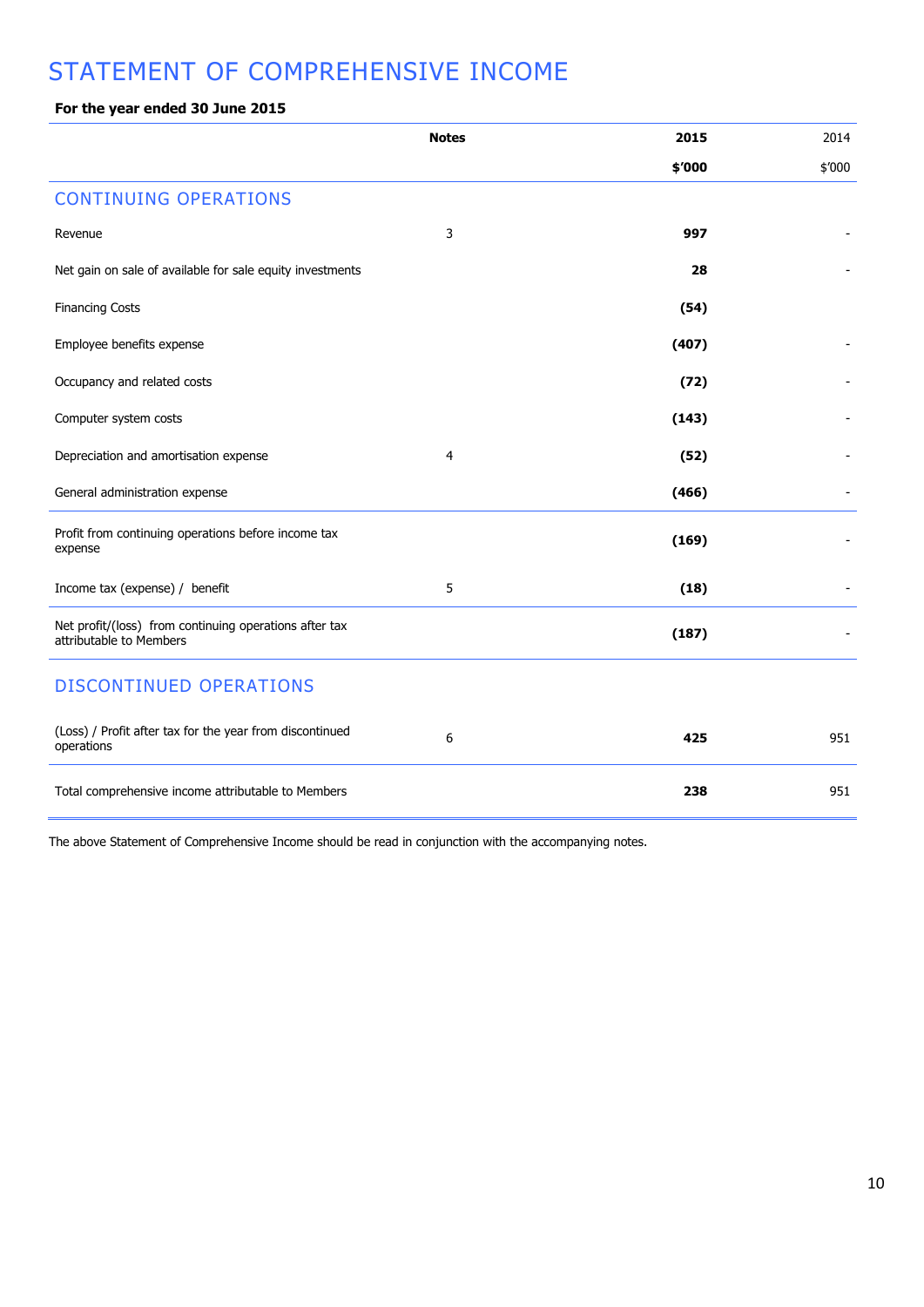# STATEMENT OF COMPREHENSIVE INCOME

**For the year ended 30 June 2015**

| | Notes | 2015 | 2014 |
|---|---|---|---|
| | | $'000 | $'000 |
| **CONTINUING OPERATIONS** | | | |
| Revenue | 3 | **997** | - |
| Net gain on sale of available for sale equity investments | | **28** | - |
| Financing Costs | | **(54)** | |
| Employee benefits expense | | **(407)** | - |
| Occupancy and related costs | | **(72)** | - |
| Computer system costs | | **(143)** | - |
| Depreciation and amortisation expense | 4 | **(52)** | - |
| General administration expense | | **(466)** | - |
| Profit from continuing operations before income tax expense | | **(169)** | - |
| Income tax (expense) / benefit | 5 | **(18)** | - |
| Net profit/(loss) from continuing operations after tax attributable to Members | | **(187)** | - |
| **DISCONTINUED OPERATIONS** | | | |
| (Loss) / Profit after tax for the year from discontinued operations | 6 | **425** | 951 |
| Total comprehensive income attributable to Members | | **238** | 951 |

The above Statement of Comprehensive Income should be read in conjunction with the accompanying notes.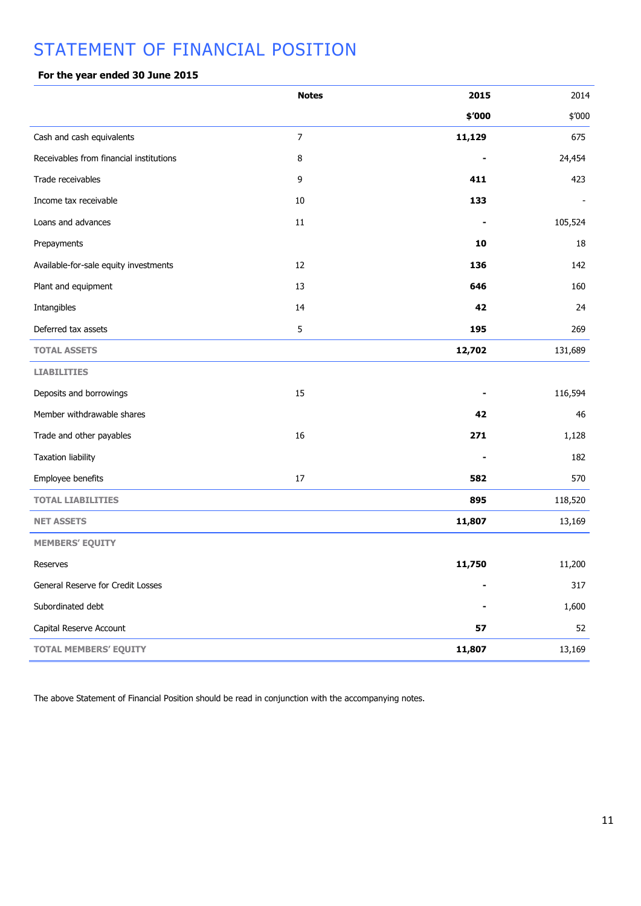# STATEMENT OF FINANCIAL POSITION

**For the year ended 30 June 2015**

| | Notes | 2015 | 2014 |
|---|---|---|---|
| | | **$'000** | $'000 |
| Cash and cash equivalents | 7 | **11,129** | 675 |
| Receivables from financial institutions | 8 | **-** | 24,454 |
| Trade receivables | 9 | **411** | 423 |
| Income tax receivable | 10 | **133** | - |
| Loans and advances | 11 | **-** | 105,524 |
| Prepayments | | **10** | 18 |
| Available-for-sale equity investments | 12 | **136** | 142 |
| Plant and equipment | 13 | **646** | 160 |
| Intangibles | 14 | **42** | 24 |
| Deferred tax assets | 5 | **195** | 269 |
| **TOTAL ASSETS** | | **12,702** | 131,689 |
| **LIABILITIES** | | | |
| Deposits and borrowings | 15 | **-** | 116,594 |
| Member withdrawable shares | | **42** | 46 |
| Trade and other payables | 16 | **271** | 1,128 |
| Taxation liability | | **-** | 182 |
| Employee benefits | 17 | **582** | 570 |
| **TOTAL LIABILITIES** | | **895** | 118,520 |
| **NET ASSETS** | | **11,807** | 13,169 |
| **MEMBERS' EQUITY** | | | |
| Reserves | | **11,750** | 11,200 |
| General Reserve for Credit Losses | | **-** | 317 |
| Subordinated debt | | **-** | 1,600 |
| Capital Reserve Account | | **57** | 52 |
| **TOTAL MEMBERS' EQUITY** | | **11,807** | 13,169 |

The above Statement of Financial Position should be read in conjunction with the accompanying notes.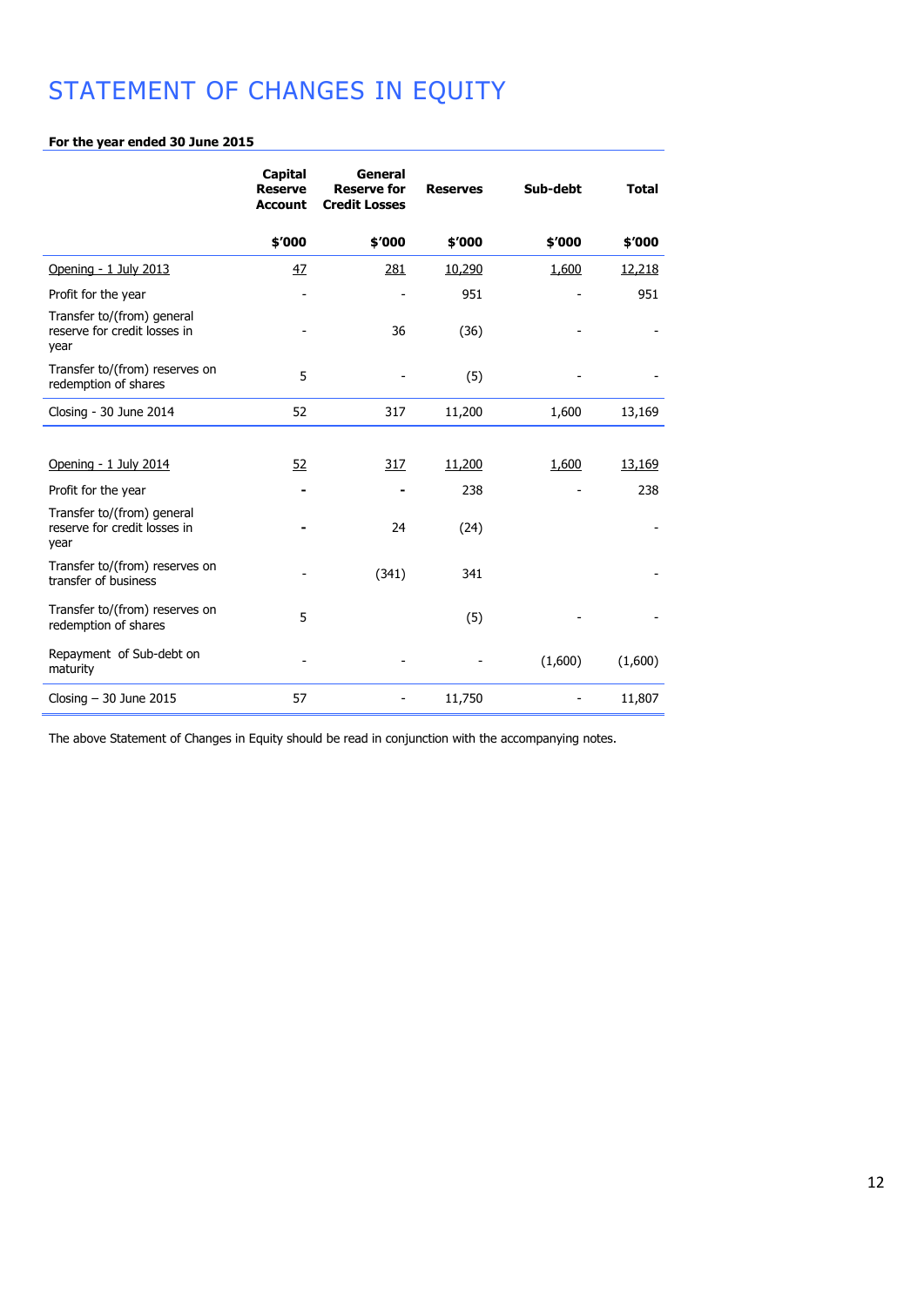# STATEMENT OF CHANGES IN EQUITY

**For the year ended 30 June 2015**

| | Capital Reserve Account | General Reserve for Credit Losses | Reserves | Sub-debt | Total |
|---|---|---|---|---|---|
| | $'000 | $'000 | $'000 | $'000 | $'000 |
| Opening - 1 July 2013 | 47 | 281 | 10,290 | 1,600 | 12,218 |
| Profit for the year | - | - | 951 | - | 951 |
| Transfer to/(from) general reserve for credit losses in year | - | 36 | (36) | - | - |
| Transfer to/(from) reserves on redemption of shares | 5 | - | (5) | - | - |
| Closing - 30 June 2014 | 52 | 317 | 11,200 | 1,600 | 13,169 |
| | | | | | |
| Opening - 1 July 2014 | 52 | 317 | 11,200 | 1,600 | 13,169 |
| Profit for the year | - | - | 238 | - | 238 |
| Transfer to/(from) general reserve for credit losses in year | - | 24 | (24) | | - |
| Transfer to/(from) reserves on transfer of business | - | (341) | 341 | | - |
| Transfer to/(from) reserves on redemption of shares | 5 | | (5) | - | - |
| Repayment of Sub-debt on maturity | - | - | - | (1,600) | (1,600) |
| Closing – 30 June 2015 | 57 | - | 11,750 | - | 11,807 |

The above Statement of Changes in Equity should be read in conjunction with the accompanying notes.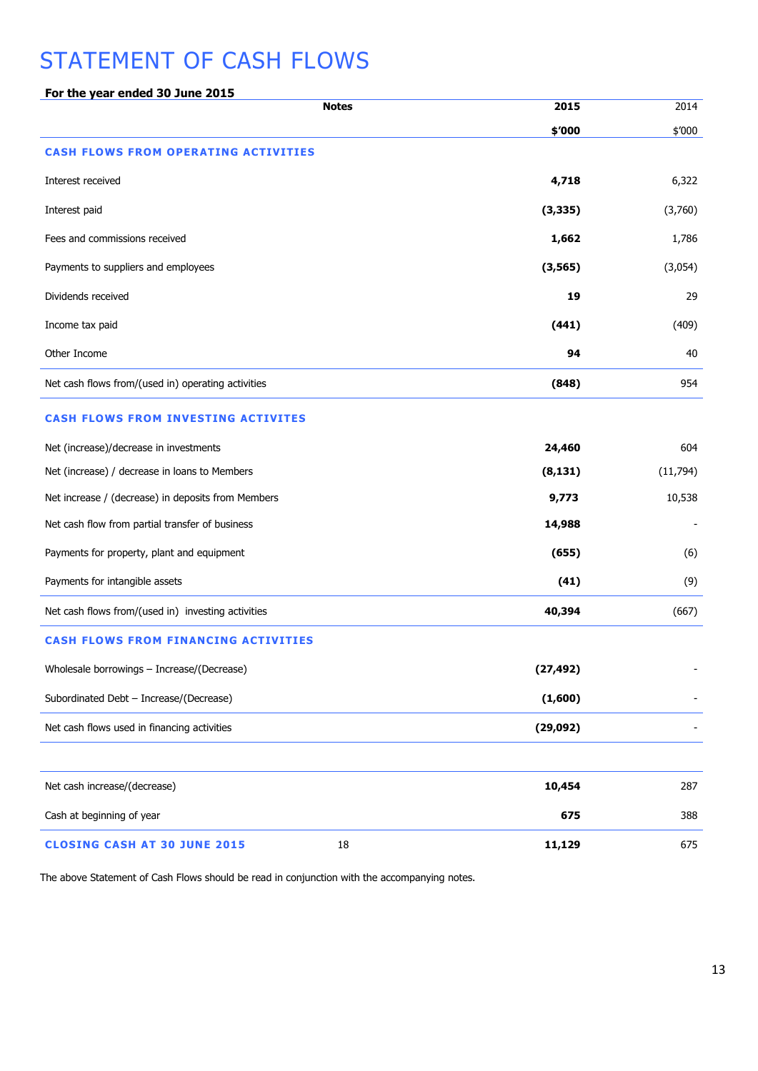# STATEMENT OF CASH FLOWS

**For the year ended 30 June 2015**

| | Notes | 2015 | 2014 |
|---|---|---|---|
| | | $'000 | $'000 |
| **CASH FLOWS FROM OPERATING ACTIVITIES** | | | |
| Interest received | | **4,718** | 6,322 |
| Interest paid | | **(3,335)** | (3,760) |
| Fees and commissions received | | **1,662** | 1,786 |
| Payments to suppliers and employees | | **(3,565)** | (3,054) |
| Dividends received | | **19** | 29 |
| Income tax paid | | **(441)** | (409) |
| Other Income | | **94** | 40 |
| Net cash flows from/(used in) operating activities | | **(848)** | 954 |
| **CASH FLOWS FROM INVESTING ACTIVITES** | | | |
| Net (increase)/decrease in investments | | **24,460** | 604 |
| Net (increase) / decrease in loans to Members | | **(8,131)** | (11,794) |
| Net increase / (decrease) in deposits from Members | | **9,773** | 10,538 |
| Net cash flow from partial transfer of business | | **14,988** | - |
| Payments for property, plant and equipment | | **(655)** | (6) |
| Payments for intangible assets | | **(41)** | (9) |
| Net cash flows from/(used in) investing activities | | **40,394** | (667) |
| **CASH FLOWS FROM FINANCING ACTIVITIES** | | | |
| Wholesale borrowings – Increase/(Decrease) | | **(27,492)** | - |
| Subordinated Debt – Increase/(Decrease) | | **(1,600)** | - |
| Net cash flows used in financing activities | | **(29,092)** | - |
| | | | |
| Net cash increase/(decrease) | | **10,454** | 287 |
| Cash at beginning of year | | **675** | 388 |
| **CLOSING CASH AT 30 JUNE 2015** | 18 | **11,129** | 675 |

The above Statement of Cash Flows should be read in conjunction with the accompanying notes.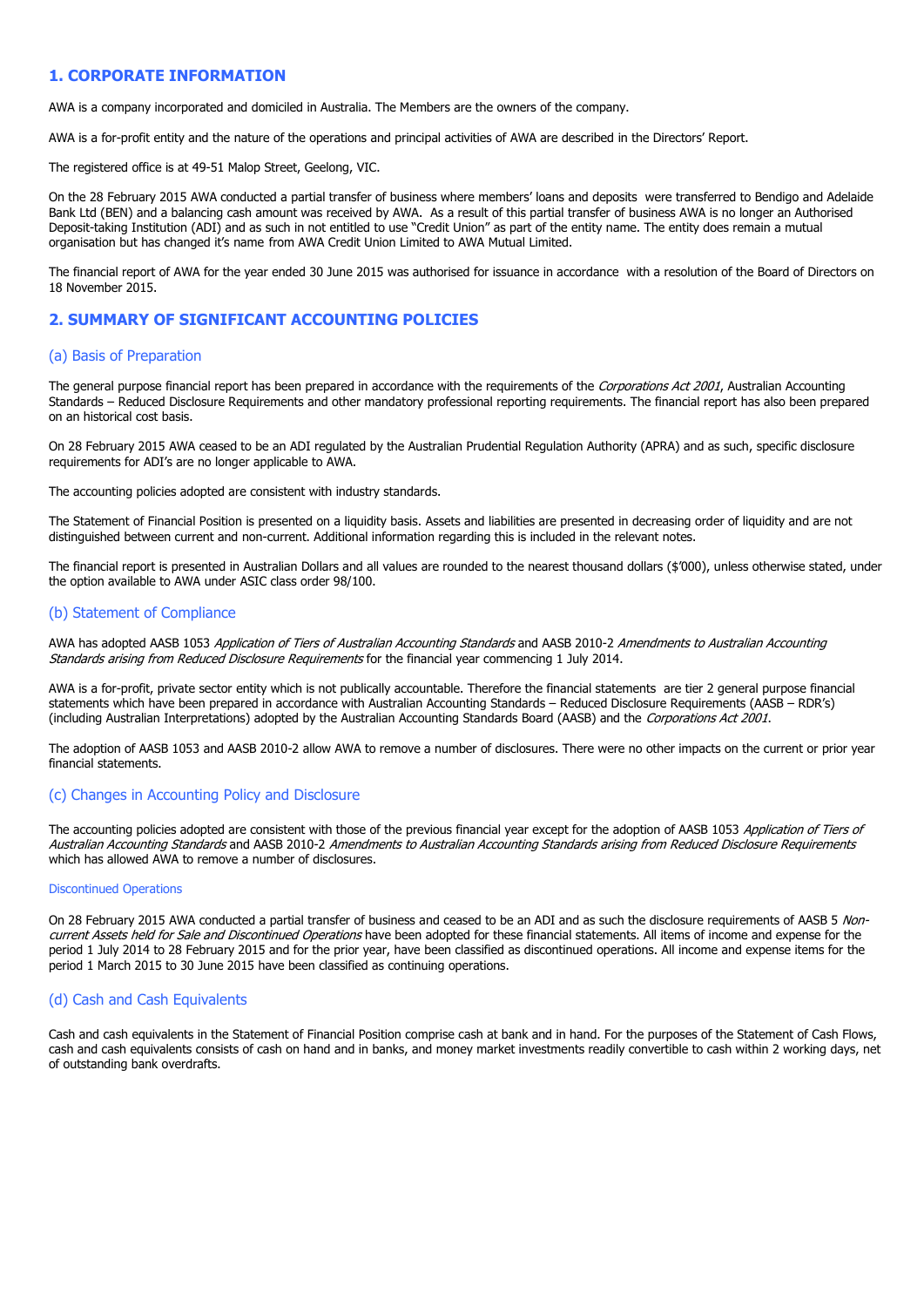## 1. CORPORATE INFORMATION

AWA is a company incorporated and domiciled in Australia. The Members are the owners of the company.

AWA is a for-profit entity and the nature of the operations and principal activities of AWA are described in the Directors' Report.

The registered office is at 49-51 Malop Street, Geelong, VIC.

On the 28 February 2015 AWA conducted a partial transfer of business where members' loans and deposits were transferred to Bendigo and Adelaide Bank Ltd (BEN) and a balancing cash amount was received by AWA. As a result of this partial transfer of business AWA is no longer an Authorised Deposit-taking Institution (ADI) and as such in not entitled to use "Credit Union" as part of the entity name. The entity does remain a mutual organisation but has changed it's name from AWA Credit Union Limited to AWA Mutual Limited.

The financial report of AWA for the year ended 30 June 2015 was authorised for issuance in accordance with a resolution of the Board of Directors on 18 November 2015.

## 2. SUMMARY OF SIGNIFICANT ACCOUNTING POLICIES

### (a) Basis of Preparation

The general purpose financial report has been prepared in accordance with the requirements of the *Corporations Act 2001*, Australian Accounting Standards – Reduced Disclosure Requirements and other mandatory professional reporting requirements. The financial report has also been prepared on an historical cost basis.

On 28 February 2015 AWA ceased to be an ADI regulated by the Australian Prudential Regulation Authority (APRA) and as such, specific disclosure requirements for ADI's are no longer applicable to AWA.

The accounting policies adopted are consistent with industry standards.

The Statement of Financial Position is presented on a liquidity basis. Assets and liabilities are presented in decreasing order of liquidity and are not distinguished between current and non-current. Additional information regarding this is included in the relevant notes.

The financial report is presented in Australian Dollars and all values are rounded to the nearest thousand dollars ($'000), unless otherwise stated, under the option available to AWA under ASIC class order 98/100.

### (b) Statement of Compliance

AWA has adopted AASB 1053 *Application of Tiers of Australian Accounting Standards* and AASB 2010-2 *Amendments to Australian Accounting Standards arising from Reduced Disclosure Requirements* for the financial year commencing 1 July 2014.

AWA is a for-profit, private sector entity which is not publically accountable. Therefore the financial statements are tier 2 general purpose financial statements which have been prepared in accordance with Australian Accounting Standards – Reduced Disclosure Requirements (AASB – RDR's) (including Australian Interpretations) adopted by the Australian Accounting Standards Board (AASB) and the *Corporations Act 2001.*

The adoption of AASB 1053 and AASB 2010-2 allow AWA to remove a number of disclosures. There were no other impacts on the current or prior year financial statements.

### (c) Changes in Accounting Policy and Disclosure

The accounting policies adopted are consistent with those of the previous financial year except for the adoption of AASB 1053 *Application of Tiers of Australian Accounting Standards* and AASB 2010-2 *Amendments to Australian Accounting Standards arising from Reduced Disclosure Requirements* which has allowed AWA to remove a number of disclosures.

#### Discontinued Operations

On 28 February 2015 AWA conducted a partial transfer of business and ceased to be an ADI and as such the disclosure requirements of AASB 5 *Non-current Assets held for Sale and Discontinued Operations* have been adopted for these financial statements. All items of income and expense for the period 1 July 2014 to 28 February 2015 and for the prior year, have been classified as discontinued operations. All income and expense items for the period 1 March 2015 to 30 June 2015 have been classified as continuing operations.

### (d) Cash and Cash Equivalents

Cash and cash equivalents in the Statement of Financial Position comprise cash at bank and in hand. For the purposes of the Statement of Cash Flows, cash and cash equivalents consists of cash on hand and in banks, and money market investments readily convertible to cash within 2 working days, net of outstanding bank overdrafts.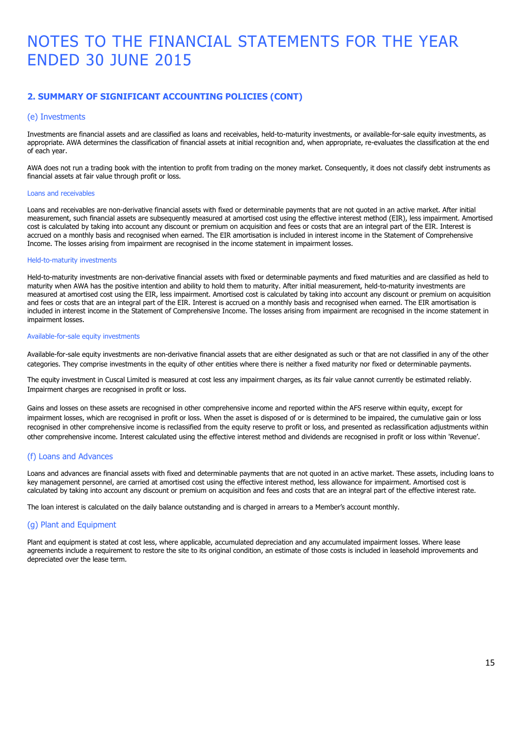# NOTES TO THE FINANCIAL STATEMENTS FOR THE YEAR ENDED 30 JUNE 2015

## 2. SUMMARY OF SIGNIFICANT ACCOUNTING POLICIES (CONT)

### (e) Investments

Investments are financial assets and are classified as loans and receivables, held-to-maturity investments, or available-for-sale equity investments, as appropriate. AWA determines the classification of financial assets at initial recognition and, when appropriate, re-evaluates the classification at the end of each year.

AWA does not run a trading book with the intention to profit from trading on the money market. Consequently, it does not classify debt instruments as financial assets at fair value through profit or loss.

#### Loans and receivables

Loans and receivables are non-derivative financial assets with fixed or determinable payments that are not quoted in an active market. After initial measurement, such financial assets are subsequently measured at amortised cost using the effective interest method (EIR), less impairment. Amortised cost is calculated by taking into account any discount or premium on acquisition and fees or costs that are an integral part of the EIR. Interest is accrued on a monthly basis and recognised when earned. The EIR amortisation is included in interest income in the Statement of Comprehensive Income. The losses arising from impairment are recognised in the income statement in impairment losses.

#### Held-to-maturity investments

Held-to-maturity investments are non-derivative financial assets with fixed or determinable payments and fixed maturities and are classified as held to maturity when AWA has the positive intention and ability to hold them to maturity. After initial measurement, held-to-maturity investments are measured at amortised cost using the EIR, less impairment. Amortised cost is calculated by taking into account any discount or premium on acquisition and fees or costs that are an integral part of the EIR. Interest is accrued on a monthly basis and recognised when earned. The EIR amortisation is included in interest income in the Statement of Comprehensive Income. The losses arising from impairment are recognised in the income statement in impairment losses.

#### Available-for-sale equity investments

Available-for-sale equity investments are non-derivative financial assets that are either designated as such or that are not classified in any of the other categories. They comprise investments in the equity of other entities where there is neither a fixed maturity nor fixed or determinable payments.

The equity investment in Cuscal Limited is measured at cost less any impairment charges, as its fair value cannot currently be estimated reliably. Impairment charges are recognised in profit or loss.

Gains and losses on these assets are recognised in other comprehensive income and reported within the AFS reserve within equity, except for impairment losses, which are recognised in profit or loss. When the asset is disposed of or is determined to be impaired, the cumulative gain or loss recognised in other comprehensive income is reclassified from the equity reserve to profit or loss, and presented as reclassification adjustments within other comprehensive income. Interest calculated using the effective interest method and dividends are recognised in profit or loss within 'Revenue'.

### (f) Loans and Advances

Loans and advances are financial assets with fixed and determinable payments that are not quoted in an active market. These assets, including loans to key management personnel, are carried at amortised cost using the effective interest method, less allowance for impairment. Amortised cost is calculated by taking into account any discount or premium on acquisition and fees and costs that are an integral part of the effective interest rate.

The loan interest is calculated on the daily balance outstanding and is charged in arrears to a Member's account monthly.

### (g) Plant and Equipment

Plant and equipment is stated at cost less, where applicable, accumulated depreciation and any accumulated impairment losses. Where lease agreements include a requirement to restore the site to its original condition, an estimate of those costs is included in leasehold improvements and depreciated over the lease term.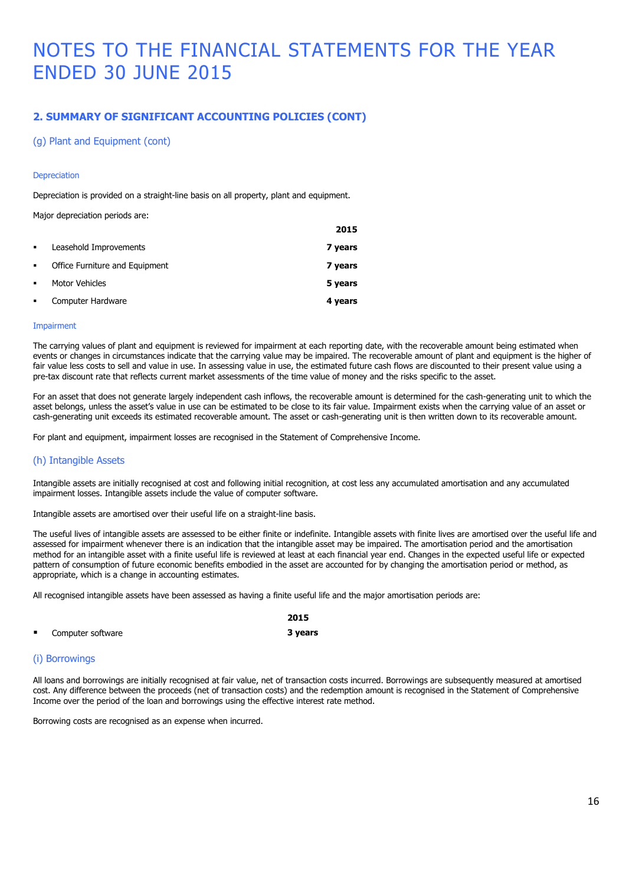# NOTES TO THE FINANCIAL STATEMENTS FOR THE YEAR ENDED 30 JUNE 2015

## 2. SUMMARY OF SIGNIFICANT ACCOUNTING POLICIES (CONT)

### (g) Plant and Equipment (cont)

#### Depreciation

Depreciation is provided on a straight-line basis on all property, plant and equipment.

Major depreciation periods are:

| | 2015 |
|---|---|
| ▪ Leasehold Improvements | **7 years** |
| ▪ Office Furniture and Equipment | **7 years** |
| ▪ Motor Vehicles | **5 years** |
| ▪ Computer Hardware | **4 years** |

#### Impairment

The carrying values of plant and equipment is reviewed for impairment at each reporting date, with the recoverable amount being estimated when events or changes in circumstances indicate that the carrying value may be impaired. The recoverable amount of plant and equipment is the higher of fair value less costs to sell and value in use. In assessing value in use, the estimated future cash flows are discounted to their present value using a pre-tax discount rate that reflects current market assessments of the time value of money and the risks specific to the asset.

For an asset that does not generate largely independent cash inflows, the recoverable amount is determined for the cash-generating unit to which the asset belongs, unless the asset's value in use can be estimated to be close to its fair value. Impairment exists when the carrying value of an asset or cash-generating unit exceeds its estimated recoverable amount. The asset or cash-generating unit is then written down to its recoverable amount.

For plant and equipment, impairment losses are recognised in the Statement of Comprehensive Income.

### (h) Intangible Assets

Intangible assets are initially recognised at cost and following initial recognition, at cost less any accumulated amortisation and any accumulated impairment losses. Intangible assets include the value of computer software.

Intangible assets are amortised over their useful life on a straight-line basis.

The useful lives of intangible assets are assessed to be either finite or indefinite. Intangible assets with finite lives are amortised over the useful life and assessed for impairment whenever there is an indication that the intangible asset may be impaired. The amortisation period and the amortisation method for an intangible asset with a finite useful life is reviewed at least at each financial year end. Changes in the expected useful life or expected pattern of consumption of future economic benefits embodied in the asset are accounted for by changing the amortisation period or method, as appropriate, which is a change in accounting estimates.

All recognised intangible assets have been assessed as having a finite useful life and the major amortisation periods are:

| | 2015 |
|---|---|
| ▪ Computer software | **3 years** |

### (i) Borrowings

All loans and borrowings are initially recognised at fair value, net of transaction costs incurred. Borrowings are subsequently measured at amortised cost. Any difference between the proceeds (net of transaction costs) and the redemption amount is recognised in the Statement of Comprehensive Income over the period of the loan and borrowings using the effective interest rate method.

Borrowing costs are recognised as an expense when incurred.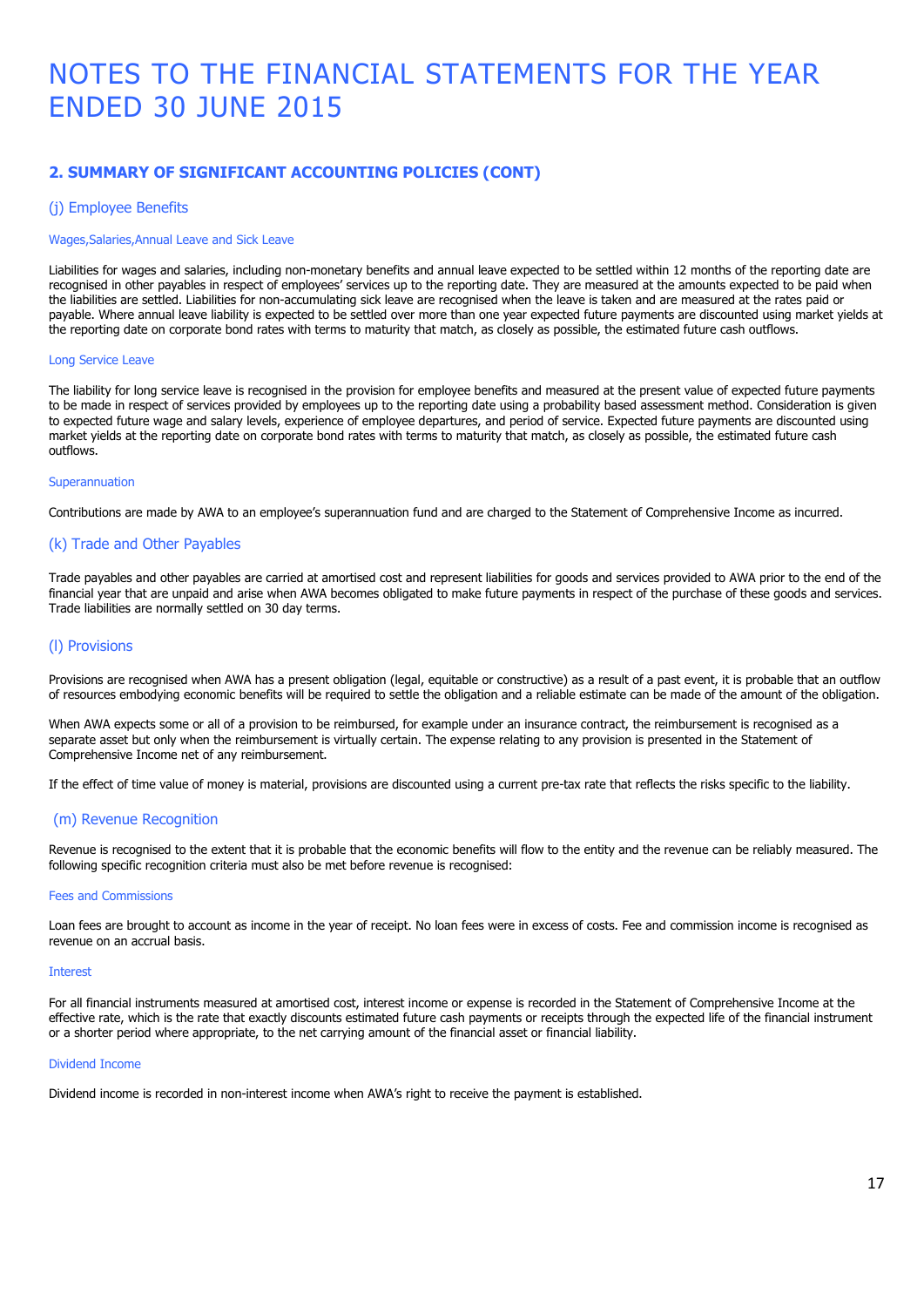# NOTES TO THE FINANCIAL STATEMENTS FOR THE YEAR ENDED 30 JUNE 2015

## 2. SUMMARY OF SIGNIFICANT ACCOUNTING POLICIES (CONT)

### (j) Employee Benefits

#### Wages,Salaries,Annual Leave and Sick Leave

Liabilities for wages and salaries, including non-monetary benefits and annual leave expected to be settled within 12 months of the reporting date are recognised in other payables in respect of employees' services up to the reporting date. They are measured at the amounts expected to be paid when the liabilities are settled. Liabilities for non-accumulating sick leave are recognised when the leave is taken and are measured at the rates paid or payable. Where annual leave liability is expected to be settled over more than one year expected future payments are discounted using market yields at the reporting date on corporate bond rates with terms to maturity that match, as closely as possible, the estimated future cash outflows.

#### Long Service Leave

The liability for long service leave is recognised in the provision for employee benefits and measured at the present value of expected future payments to be made in respect of services provided by employees up to the reporting date using a probability based assessment method. Consideration is given to expected future wage and salary levels, experience of employee departures, and period of service. Expected future payments are discounted using market yields at the reporting date on corporate bond rates with terms to maturity that match, as closely as possible, the estimated future cash outflows.

#### Superannuation

Contributions are made by AWA to an employee's superannuation fund and are charged to the Statement of Comprehensive Income as incurred.

### (k) Trade and Other Payables

Trade payables and other payables are carried at amortised cost and represent liabilities for goods and services provided to AWA prior to the end of the financial year that are unpaid and arise when AWA becomes obligated to make future payments in respect of the purchase of these goods and services. Trade liabilities are normally settled on 30 day terms.

### (l) Provisions

Provisions are recognised when AWA has a present obligation (legal, equitable or constructive) as a result of a past event, it is probable that an outflow of resources embodying economic benefits will be required to settle the obligation and a reliable estimate can be made of the amount of the obligation.

When AWA expects some or all of a provision to be reimbursed, for example under an insurance contract, the reimbursement is recognised as a separate asset but only when the reimbursement is virtually certain. The expense relating to any provision is presented in the Statement of Comprehensive Income net of any reimbursement.

If the effect of time value of money is material, provisions are discounted using a current pre-tax rate that reflects the risks specific to the liability.

### (m) Revenue Recognition

Revenue is recognised to the extent that it is probable that the economic benefits will flow to the entity and the revenue can be reliably measured. The following specific recognition criteria must also be met before revenue is recognised:

#### Fees and Commissions

Loan fees are brought to account as income in the year of receipt. No loan fees were in excess of costs. Fee and commission income is recognised as revenue on an accrual basis.

#### Interest

For all financial instruments measured at amortised cost, interest income or expense is recorded in the Statement of Comprehensive Income at the effective rate, which is the rate that exactly discounts estimated future cash payments or receipts through the expected life of the financial instrument or a shorter period where appropriate, to the net carrying amount of the financial asset or financial liability.

#### Dividend Income

Dividend income is recorded in non-interest income when AWA's right to receive the payment is established.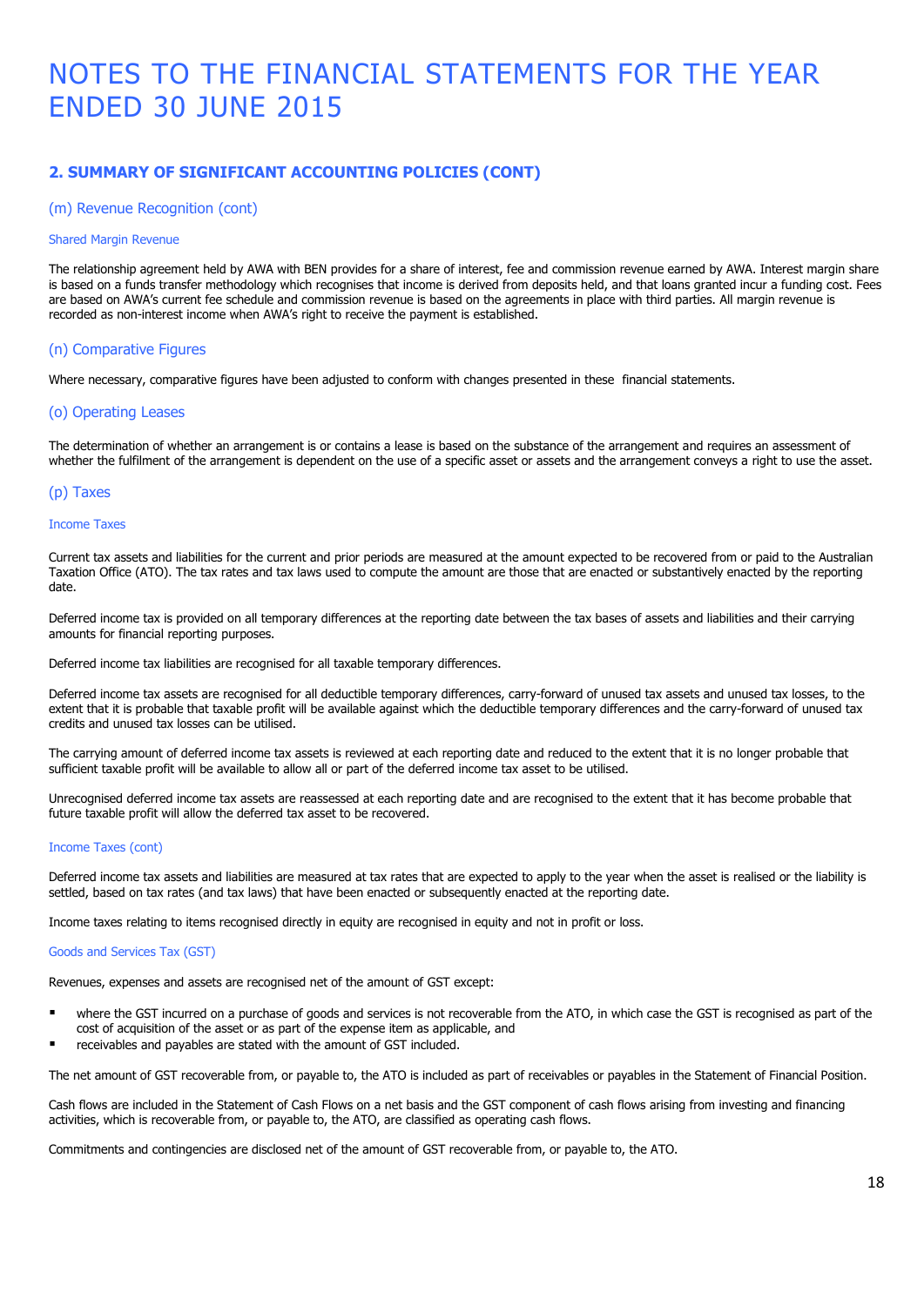# NOTES TO THE FINANCIAL STATEMENTS FOR THE YEAR ENDED 30 JUNE 2015

## 2. SUMMARY OF SIGNIFICANT ACCOUNTING POLICIES (CONT)

### (m) Revenue Recognition (cont)

#### Shared Margin Revenue

The relationship agreement held by AWA with BEN provides for a share of interest, fee and commission revenue earned by AWA. Interest margin share is based on a funds transfer methodology which recognises that income is derived from deposits held, and that loans granted incur a funding cost. Fees are based on AWA's current fee schedule and commission revenue is based on the agreements in place with third parties. All margin revenue is recorded as non-interest income when AWA's right to receive the payment is established.

### (n) Comparative Figures

Where necessary, comparative figures have been adjusted to conform with changes presented in these financial statements.

### (o) Operating Leases

The determination of whether an arrangement is or contains a lease is based on the substance of the arrangement and requires an assessment of whether the fulfilment of the arrangement is dependent on the use of a specific asset or assets and the arrangement conveys a right to use the asset.

### (p) Taxes

#### Income Taxes

Current tax assets and liabilities for the current and prior periods are measured at the amount expected to be recovered from or paid to the Australian Taxation Office (ATO). The tax rates and tax laws used to compute the amount are those that are enacted or substantively enacted by the reporting date.

Deferred income tax is provided on all temporary differences at the reporting date between the tax bases of assets and liabilities and their carrying amounts for financial reporting purposes.

Deferred income tax liabilities are recognised for all taxable temporary differences.

Deferred income tax assets are recognised for all deductible temporary differences, carry-forward of unused tax assets and unused tax losses, to the extent that it is probable that taxable profit will be available against which the deductible temporary differences and the carry-forward of unused tax credits and unused tax losses can be utilised.

The carrying amount of deferred income tax assets is reviewed at each reporting date and reduced to the extent that it is no longer probable that sufficient taxable profit will be available to allow all or part of the deferred income tax asset to be utilised.

Unrecognised deferred income tax assets are reassessed at each reporting date and are recognised to the extent that it has become probable that future taxable profit will allow the deferred tax asset to be recovered.

#### Income Taxes (cont)

Deferred income tax assets and liabilities are measured at tax rates that are expected to apply to the year when the asset is realised or the liability is settled, based on tax rates (and tax laws) that have been enacted or subsequently enacted at the reporting date.

Income taxes relating to items recognised directly in equity are recognised in equity and not in profit or loss.

#### Goods and Services Tax (GST)

Revenues, expenses and assets are recognised net of the amount of GST except:

- where the GST incurred on a purchase of goods and services is not recoverable from the ATO, in which case the GST is recognised as part of the cost of acquisition of the asset or as part of the expense item as applicable, and
- receivables and payables are stated with the amount of GST included.

The net amount of GST recoverable from, or payable to, the ATO is included as part of receivables or payables in the Statement of Financial Position.

Cash flows are included in the Statement of Cash Flows on a net basis and the GST component of cash flows arising from investing and financing activities, which is recoverable from, or payable to, the ATO, are classified as operating cash flows.

Commitments and contingencies are disclosed net of the amount of GST recoverable from, or payable to, the ATO.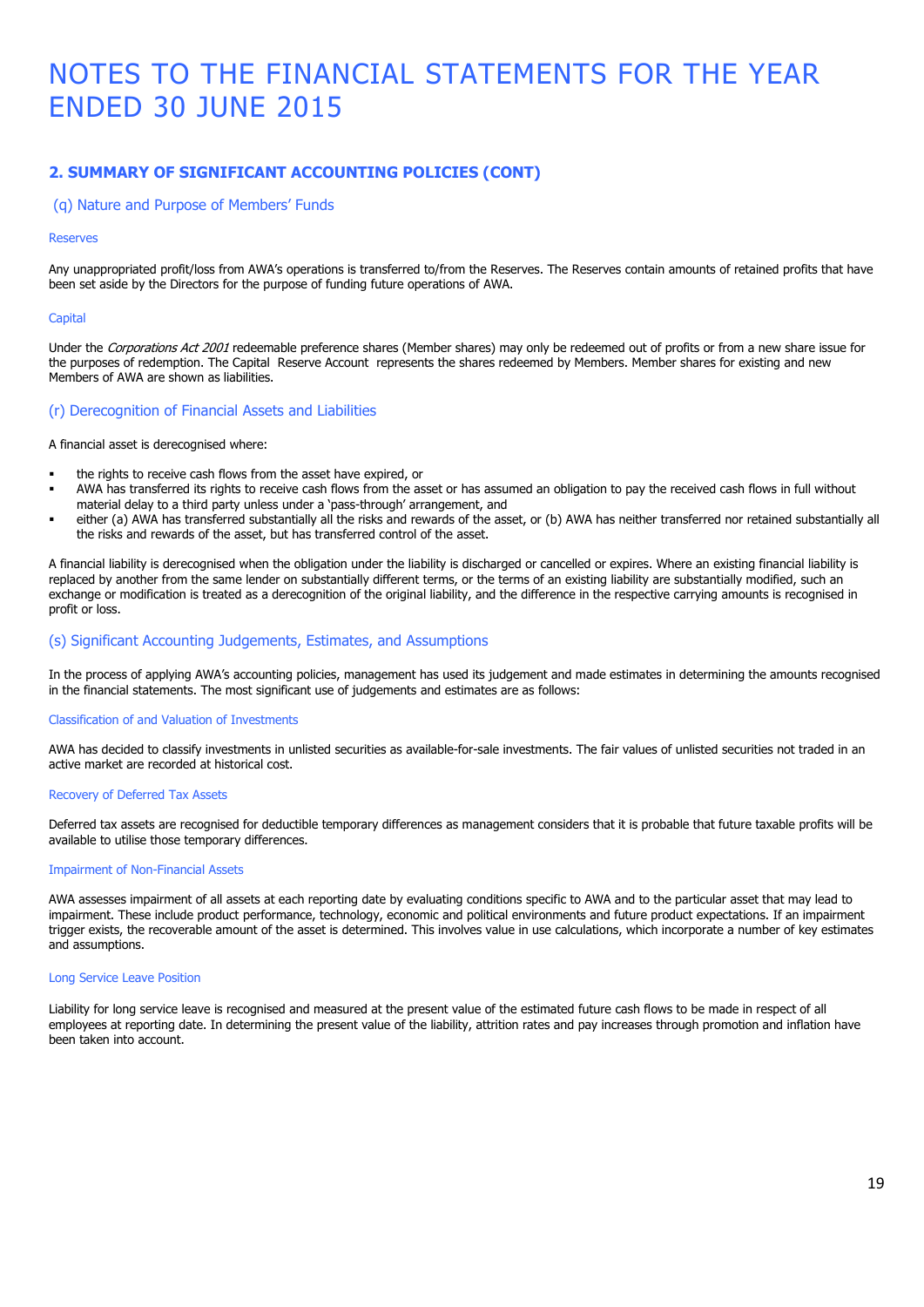# NOTES TO THE FINANCIAL STATEMENTS FOR THE YEAR ENDED 30 JUNE 2015

## 2. SUMMARY OF SIGNIFICANT ACCOUNTING POLICIES (CONT)

### (q) Nature and Purpose of Members' Funds

#### Reserves

Any unappropriated profit/loss from AWA's operations is transferred to/from the Reserves. The Reserves contain amounts of retained profits that have been set aside by the Directors for the purpose of funding future operations of AWA.

#### Capital

Under the *Corporations Act 2001* redeemable preference shares (Member shares) may only be redeemed out of profits or from a new share issue for the purposes of redemption. The Capital Reserve Account represents the shares redeemed by Members. Member shares for existing and new Members of AWA are shown as liabilities.

### (r) Derecognition of Financial Assets and Liabilities

A financial asset is derecognised where:

- the rights to receive cash flows from the asset have expired, or
- AWA has transferred its rights to receive cash flows from the asset or has assumed an obligation to pay the received cash flows in full without material delay to a third party unless under a 'pass-through' arrangement, and
- either (a) AWA has transferred substantially all the risks and rewards of the asset, or (b) AWA has neither transferred nor retained substantially all the risks and rewards of the asset, but has transferred control of the asset.

A financial liability is derecognised when the obligation under the liability is discharged or cancelled or expires. Where an existing financial liability is replaced by another from the same lender on substantially different terms, or the terms of an existing liability are substantially modified, such an exchange or modification is treated as a derecognition of the original liability, and the difference in the respective carrying amounts is recognised in profit or loss.

### (s) Significant Accounting Judgements, Estimates, and Assumptions

In the process of applying AWA's accounting policies, management has used its judgement and made estimates in determining the amounts recognised in the financial statements. The most significant use of judgements and estimates are as follows:

#### Classification of and Valuation of Investments

AWA has decided to classify investments in unlisted securities as available-for-sale investments. The fair values of unlisted securities not traded in an active market are recorded at historical cost.

#### Recovery of Deferred Tax Assets

Deferred tax assets are recognised for deductible temporary differences as management considers that it is probable that future taxable profits will be available to utilise those temporary differences.

#### Impairment of Non-Financial Assets

AWA assesses impairment of all assets at each reporting date by evaluating conditions specific to AWA and to the particular asset that may lead to impairment. These include product performance, technology, economic and political environments and future product expectations. If an impairment trigger exists, the recoverable amount of the asset is determined. This involves value in use calculations, which incorporate a number of key estimates and assumptions.

#### Long Service Leave Position

Liability for long service leave is recognised and measured at the present value of the estimated future cash flows to be made in respect of all employees at reporting date. In determining the present value of the liability, attrition rates and pay increases through promotion and inflation have been taken into account.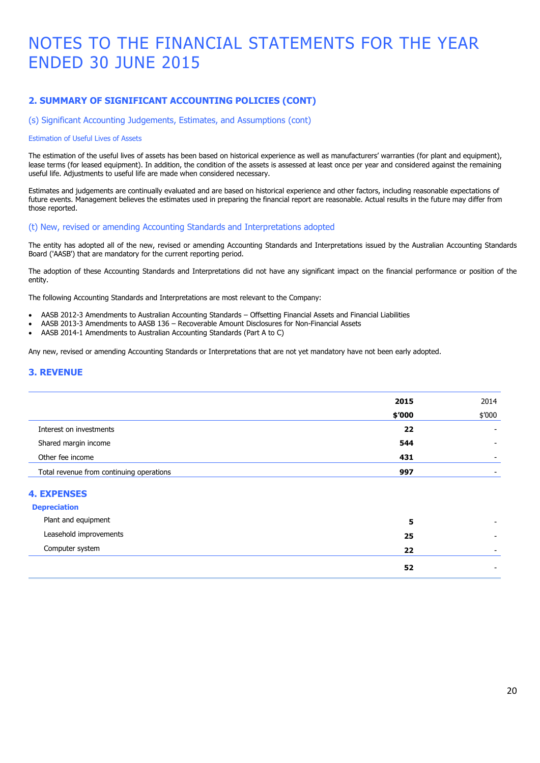# NOTES TO THE FINANCIAL STATEMENTS FOR THE YEAR ENDED 30 JUNE 2015

## 2. SUMMARY OF SIGNIFICANT ACCOUNTING POLICIES (CONT)

### (s) Significant Accounting Judgements, Estimates, and Assumptions (cont)

#### Estimation of Useful Lives of Assets

The estimation of the useful lives of assets has been based on historical experience as well as manufacturers' warranties (for plant and equipment), lease terms (for leased equipment). In addition, the condition of the assets is assessed at least once per year and considered against the remaining useful life. Adjustments to useful life are made when considered necessary.

Estimates and judgements are continually evaluated and are based on historical experience and other factors, including reasonable expectations of future events. Management believes the estimates used in preparing the financial report are reasonable. Actual results in the future may differ from those reported.

### (t) New, revised or amending Accounting Standards and Interpretations adopted

The entity has adopted all of the new, revised or amending Accounting Standards and Interpretations issued by the Australian Accounting Standards Board ('AASB') that are mandatory for the current reporting period.

The adoption of these Accounting Standards and Interpretations did not have any significant impact on the financial performance or position of the entity.

The following Accounting Standards and Interpretations are most relevant to the Company:

- AASB 2012-3 Amendments to Australian Accounting Standards – Offsetting Financial Assets and Financial Liabilities
- AASB 2013-3 Amendments to AASB 136 – Recoverable Amount Disclosures for Non-Financial Assets
- AASB 2014-1 Amendments to Australian Accounting Standards (Part A to C)

Any new, revised or amending Accounting Standards or Interpretations that are not yet mandatory have not been early adopted.

## 3. REVENUE

| | **2015** | 2014 |
|---|---|---|
| | **$'000** | $'000 |
| Interest on investments | **22** | - |
| Shared margin income | **544** | - |
| Other fee income | **431** | - |
| Total revenue from continuing operations | **997** | - |

## 4. EXPENSES

| | | |
|---|---|---|
| **Depreciation** | | |
| Plant and equipment | **5** | - |
| Leasehold improvements | **25** | - |
| Computer system | **22** | - |
| | **52** | - |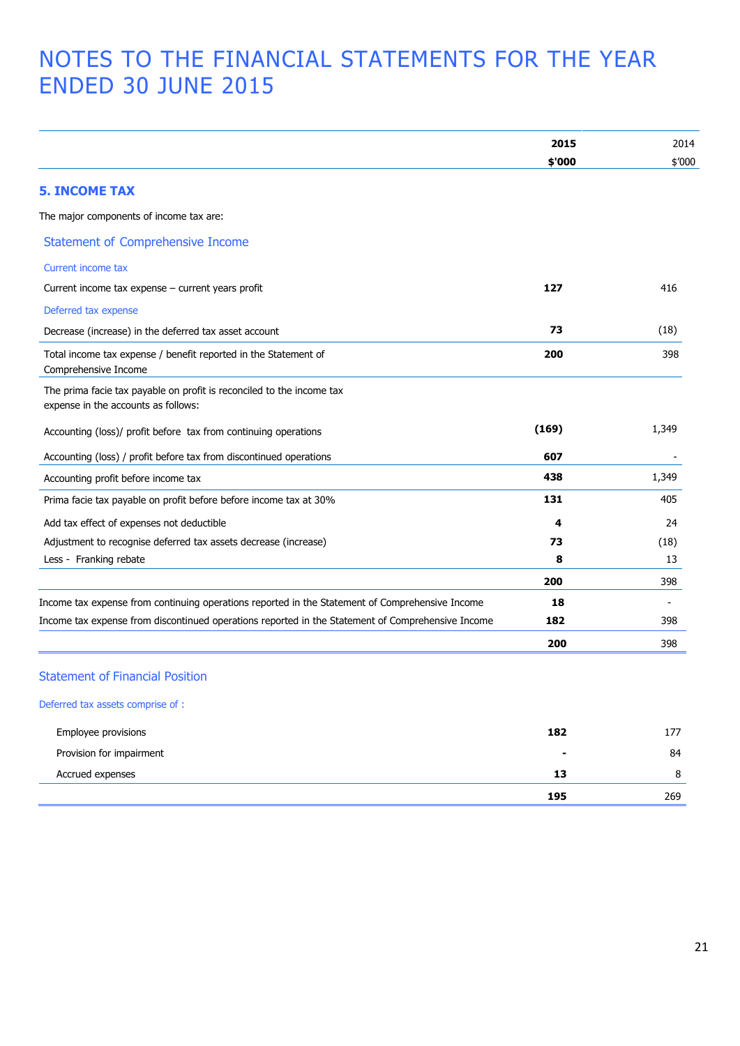# NOTES TO THE FINANCIAL STATEMENTS FOR THE YEAR ENDED 30 JUNE 2015

| | 2015<br>$'000 | 2014<br>$'000 |
|---|---|---|
| **5. INCOME TAX** | | |
| The major components of income tax are: | | |
| Statement of Comprehensive Income | | |
| Current income tax | | |
| Current income tax expense – current years profit | **127** | 416 |
| Deferred tax expense | | |
| Decrease (increase) in the deferred tax asset account | **73** | (18) |
| Total income tax expense / benefit reported in the Statement of Comprehensive Income | **200** | 398 |
| The prima facie tax payable on profit is reconciled to the income tax expense in the accounts as follows: | | |
| Accounting (loss)/ profit before tax from continuing operations | **(169)** | 1,349 |
| Accounting (loss) / profit before tax from discontinued operations | **607** | - |
| Accounting profit before income tax | **438** | 1,349 |
| Prima facie tax payable on profit before before income tax at 30% | **131** | 405 |
| Add tax effect of expenses not deductible | **4** | 24 |
| Adjustment to recognise deferred tax assets decrease (increase) | **73** | (18) |
| Less - Franking rebate | **8** | 13 |
| | **200** | 398 |
| Income tax expense from continuing operations reported in the Statement of Comprehensive Income | **18** | - |
| Income tax expense from discontinued operations reported in the Statement of Comprehensive Income | **182** | 398 |
| | **200** | 398 |

## Statement of Financial Position

Deferred tax assets comprise of :

| | 2015<br>$'000 | 2014<br>$'000 |
|---|---|---|
| Employee provisions | **182** | 177 |
| Provision for impairment | **-** | 84 |
| Accrued expenses | **13** | 8 |
| | **195** | 269 |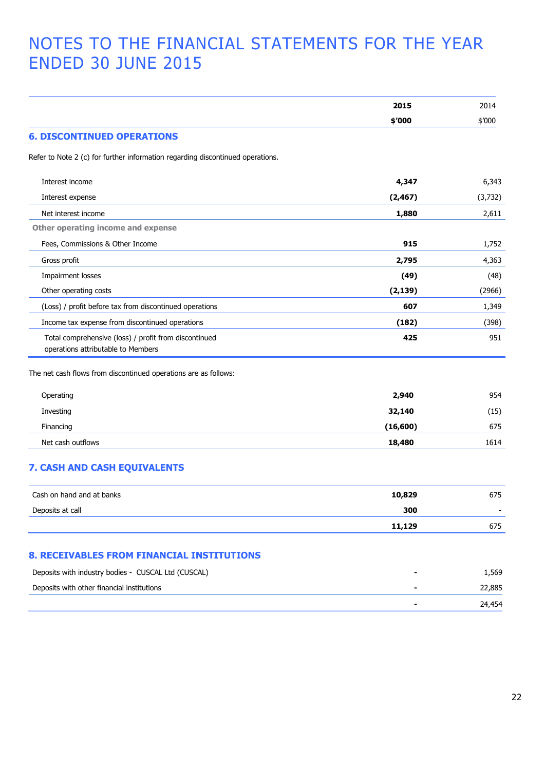# NOTES TO THE FINANCIAL STATEMENTS FOR THE YEAR ENDED 30 JUNE 2015

| | 2015 | 2014 |
|---|---|---|
| | $'000 | $'000 |

## 6. DISCONTINUED OPERATIONS

Refer to Note 2 (c) for further information regarding discontinued operations.

| | 2015 | 2014 |
|---|---|---|
| Interest income | **4,347** | 6,343 |
| Interest expense | **(2,467)** | (3,732) |
| Net interest income | **1,880** | 2,611 |
| Other operating income and expense | | |
| Fees, Commissions & Other Income | **915** | 1,752 |
| Gross profit | **2,795** | 4,363 |
| Impairment losses | **(49)** | (48) |
| Other operating costs | **(2,139)** | (2966) |
| (Loss) / profit before tax from discontinued operations | **607** | 1,349 |
| Income tax expense from discontinued operations | **(182)** | (398) |
| Total comprehensive (loss) / profit from discontinued operations attributable to Members | **425** | 951 |

The net cash flows from discontinued operations are as follows:

| | 2015 | 2014 |
|---|---|---|
| Operating | **2,940** | 954 |
| Investing | **32,140** | (15) |
| Financing | **(16,600)** | 675 |
| Net cash outflows | **18,480** | 1614 |

## 7. CASH AND CASH EQUIVALENTS

| | 2015 | 2014 |
|---|---|---|
| Cash on hand and at banks | **10,829** | 675 |
| Deposits at call | **300** | - |
| | **11,129** | 675 |

## 8. RECEIVABLES FROM FINANCIAL INSTITUTIONS

| | 2015 | 2014 |
|---|---|---|
| Deposits with industry bodies - CUSCAL Ltd (CUSCAL) | **-** | 1,569 |
| Deposits with other financial institutions | **-** | 22,885 |
| | **-** | 24,454 |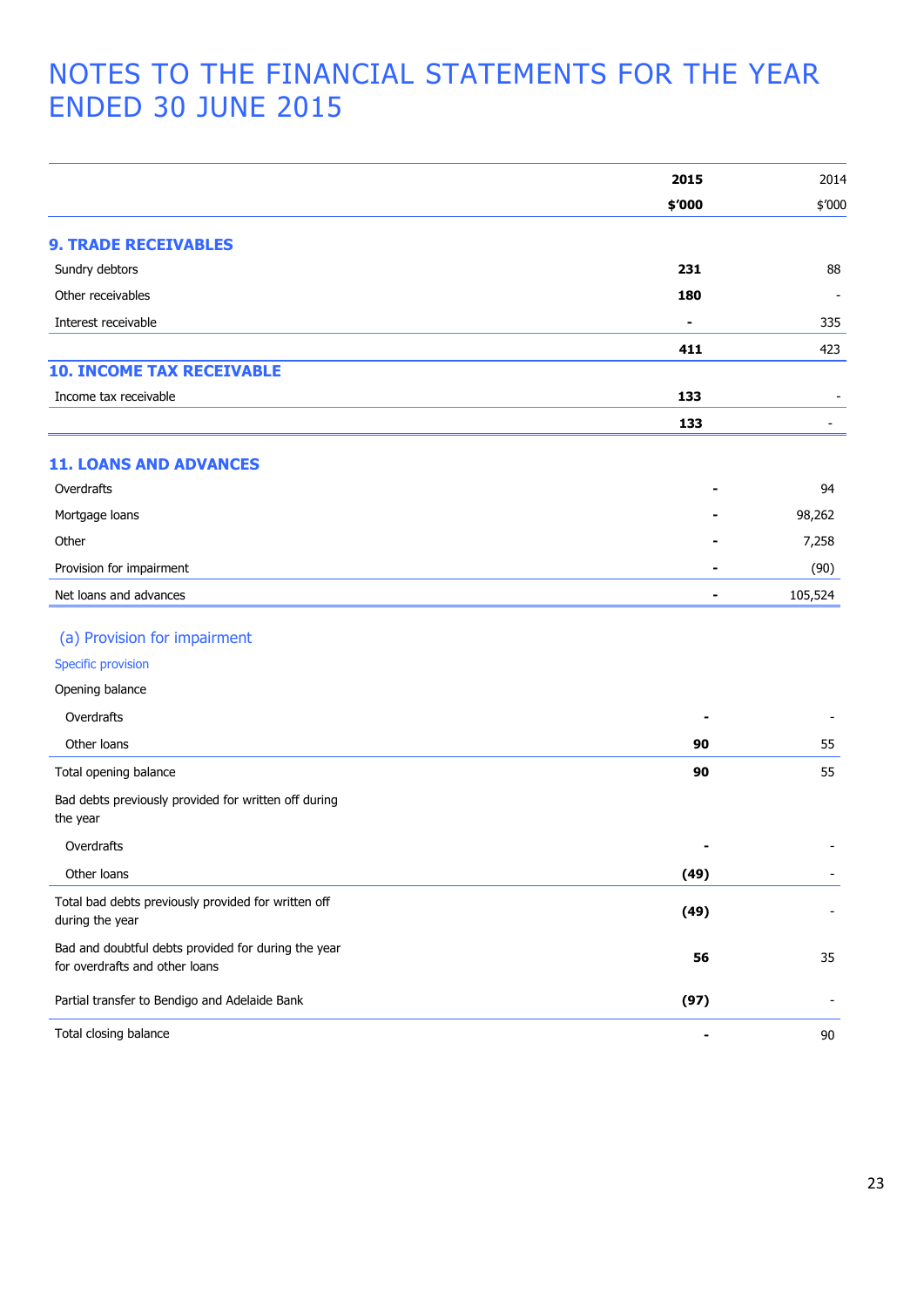# NOTES TO THE FINANCIAL STATEMENTS FOR THE YEAR ENDED 30 JUNE 2015

| | 2015 | 2014 |
|---|---|---|
| | **$'000** | $'000 |
| **9. TRADE RECEIVABLES** | | |
| Sundry debtors | **231** | 88 |
| Other receivables | **180** | - |
| Interest receivable | **-** | 335 |
| | **411** | 423 |
| **10. INCOME TAX RECEIVABLE** | | |
| Income tax receivable | **133** | - |
| | **133** | - |
| **11. LOANS AND ADVANCES** | | |
| Overdrafts | **-** | 94 |
| Mortgage loans | **-** | 98,262 |
| Other | **-** | 7,258 |
| Provision for impairment | **-** | (90) |
| Net loans and advances | **-** | 105,524 |

### (a) Provision for impairment

| | 2015 | 2014 |
|---|---|---|
| Specific provision | | |
| Opening balance | | |
| Overdrafts | **-** | - |
| Other loans | **90** | 55 |
| Total opening balance | **90** | 55 |
| Bad debts previously provided for written off during the year | | |
| Overdrafts | **-** | - |
| Other loans | **(49)** | - |
| Total bad debts previously provided for written off during the year | **(49)** | - |
| Bad and doubtful debts provided for during the year for overdrafts and other loans | **56** | 35 |
| Partial transfer to Bendigo and Adelaide Bank | **(97)** | - |
| Total closing balance | **-** | 90 |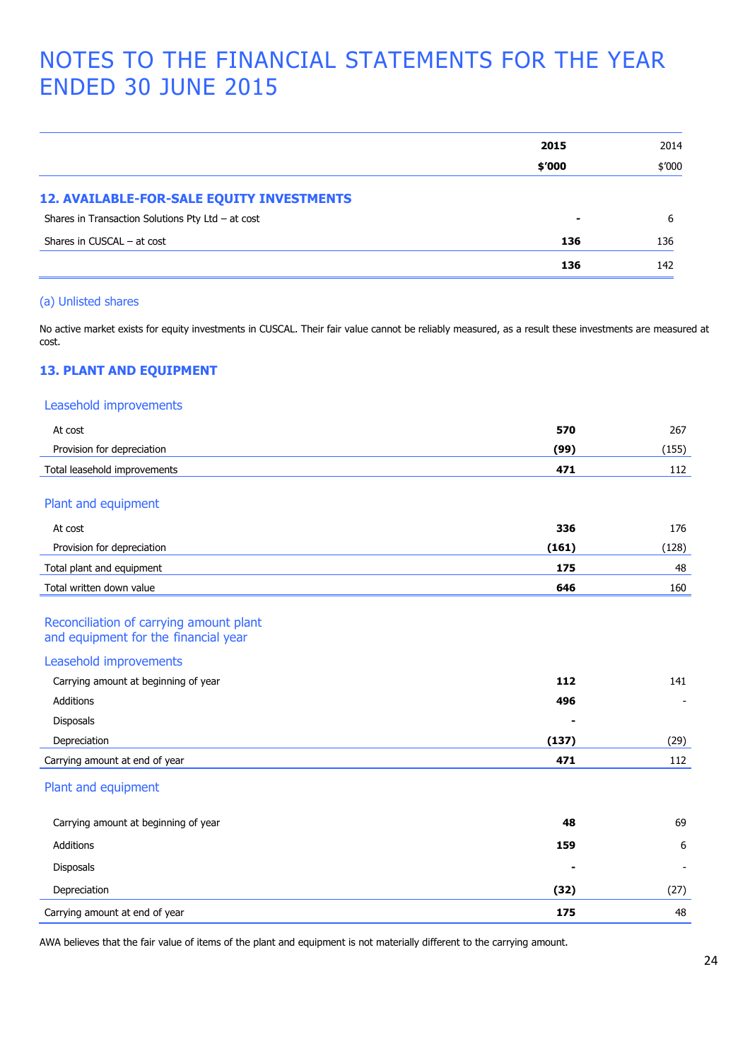# NOTES TO THE FINANCIAL STATEMENTS FOR THE YEAR ENDED 30 JUNE 2015

| | 2015 | 2014 |
|---|---|---|
| | **$'000** | $'000 |

## 12. AVAILABLE-FOR-SALE EQUITY INVESTMENTS

| | 2015 $'000 | 2014 $'000 |
|---|---|---|
| Shares in Transaction Solutions Pty Ltd – at cost | **-** | 6 |
| Shares in CUSCAL – at cost | **136** | 136 |
| | **136** | 142 |

### (a) Unlisted shares

No active market exists for equity investments in CUSCAL. Their fair value cannot be reliably measured, as a result these investments are measured at cost.

## 13. PLANT AND EQUIPMENT

### Leasehold improvements

| | 2015 $'000 | 2014 $'000 |
|---|---|---|
| At cost | **570** | 267 |
| Provision for depreciation | **(99)** | (155) |
| Total leasehold improvements | **471** | 112 |

### Plant and equipment

| | 2015 $'000 | 2014 $'000 |
|---|---|---|
| At cost | **336** | 176 |
| Provision for depreciation | **(161)** | (128) |
| Total plant and equipment | **175** | 48 |
| Total written down value | **646** | 160 |

### Reconciliation of carrying amount plant and equipment for the financial year

### Leasehold improvements

| | 2015 $'000 | 2014 $'000 |
|---|---|---|
| Carrying amount at beginning of year | **112** | 141 |
| Additions | **496** | - |
| Disposals | **-** | |
| Depreciation | **(137)** | (29) |
| Carrying amount at end of year | **471** | 112 |

### Plant and equipment

| | 2015 $'000 | 2014 $'000 |
|---|---|---|
| Carrying amount at beginning of year | **48** | 69 |
| Additions | **159** | 6 |
| Disposals | **-** | - |
| Depreciation | **(32)** | (27) |
| Carrying amount at end of year | **175** | 48 |

AWA believes that the fair value of items of the plant and equipment is not materially different to the carrying amount.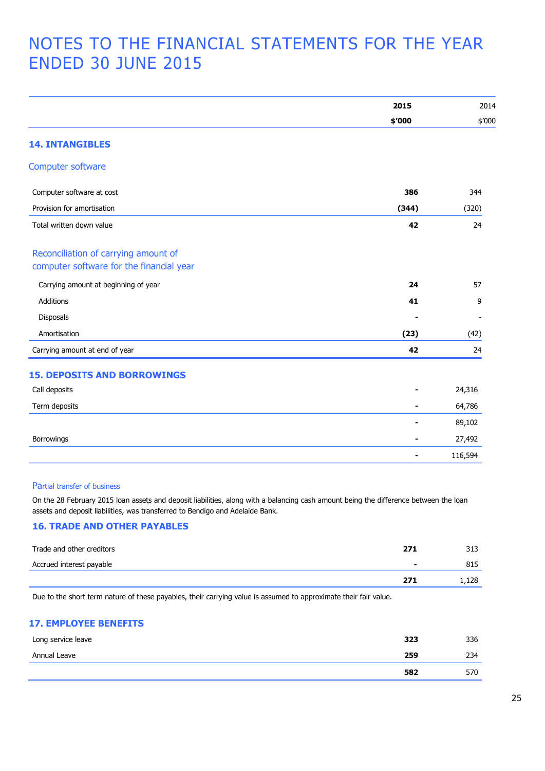# NOTES TO THE FINANCIAL STATEMENTS FOR THE YEAR ENDED 30 JUNE 2015

| | 2015 | 2014 |
|---|---|---|
| | $'000 | $'000 |

## 14. INTANGIBLES

### Computer software

| | 2015 | 2014 |
|---|---|---|
| Computer software at cost | **386** | 344 |
| Provision for amortisation | **(344)** | (320) |
| Total written down value | **42** | 24 |

### Reconciliation of carrying amount of computer software for the financial year

| | 2015 | 2014 |
|---|---|---|
| Carrying amount at beginning of year | **24** | 57 |
| Additions | **41** | 9 |
| Disposals | **-** | - |
| Amortisation | **(23)** | (42) |
| Carrying amount at end of year | **42** | 24 |

## 15. DEPOSITS AND BORROWINGS

| | 2015 | 2014 |
|---|---|---|
| Call deposits | **-** | 24,316 |
| Term deposits | **-** | 64,786 |
| | **-** | 89,102 |
| Borrowings | **-** | 27,492 |
| | **-** | 116,594 |

### Partial transfer of business

On the 28 February 2015 loan assets and deposit liabilities, along with a balancing cash amount being the difference between the loan assets and deposit liabilities, was transferred to Bendigo and Adelaide Bank.

## 16. TRADE AND OTHER PAYABLES

| | 2015 | 2014 |
|---|---|---|
| Trade and other creditors | **271** | 313 |
| Accrued interest payable | **-** | 815 |
| | **271** | 1,128 |

Due to the short term nature of these payables, their carrying value is assumed to approximate their fair value.

## 17. EMPLOYEE BENEFITS

| | 2015 | 2014 |
|---|---|---|
| Long service leave | **323** | 336 |
| Annual Leave | **259** | 234 |
| | **582** | 570 |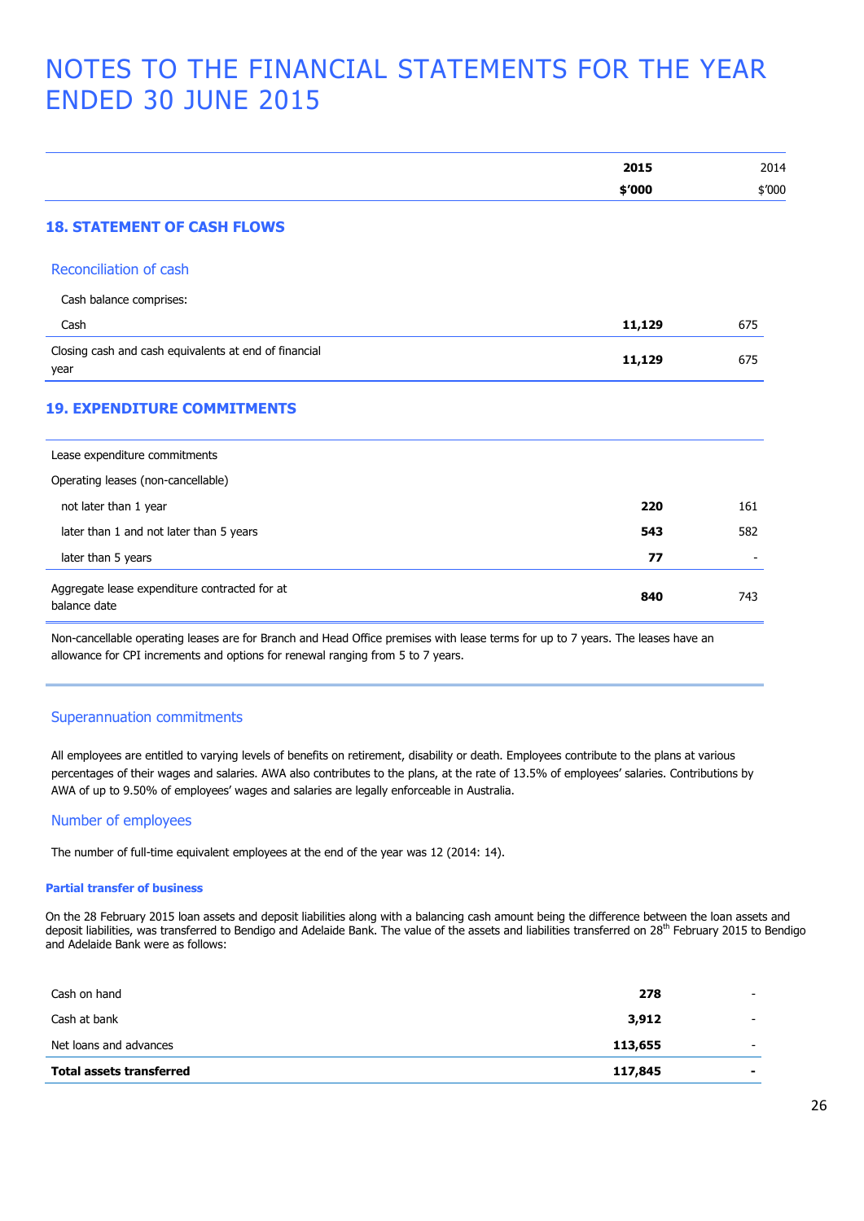# NOTES TO THE FINANCIAL STATEMENTS FOR THE YEAR ENDED 30 JUNE 2015

| | 2015 | 2014 |
|---|---|---|
| | $'000 | $'000 |

## 18. STATEMENT OF CASH FLOWS

### Reconciliation of cash

| | 2015 $'000 | 2014 $'000 |
|---|---|---|
| Cash balance comprises: | | |
| Cash | **11,129** | 675 |
| Closing cash and cash equivalents at end of financial year | **11,129** | 675 |

## 19. EXPENDITURE COMMITMENTS

| | 2015 $'000 | 2014 $'000 |
|---|---|---|
| Lease expenditure commitments | | |
| Operating leases (non-cancellable) | | |
| not later than 1 year | **220** | 161 |
| later than 1 and not later than 5 years | **543** | 582 |
| later than 5 years | **77** | - |
| Aggregate lease expenditure contracted for at balance date | **840** | 743 |

Non-cancellable operating leases are for Branch and Head Office premises with lease terms for up to 7 years. The leases have an allowance for CPI increments and options for renewal ranging from 5 to 7 years.

### Superannuation commitments

All employees are entitled to varying levels of benefits on retirement, disability or death. Employees contribute to the plans at various percentages of their wages and salaries. AWA also contributes to the plans, at the rate of 13.5% of employees' salaries. Contributions by AWA of up to 9.50% of employees' wages and salaries are legally enforceable in Australia.

### Number of employees

The number of full-time equivalent employees at the end of the year was 12 (2014: 14).

#### Partial transfer of business

On the 28 February 2015 loan assets and deposit liabilities along with a balancing cash amount being the difference between the loan assets and deposit liabilities, was transferred to Bendigo and Adelaide Bank. The value of the assets and liabilities transferred on 28th February 2015 to Bendigo and Adelaide Bank were as follows:

| | 2015 $'000 | 2014 $'000 |
|---|---|---|
| Cash on hand | **278** | - |
| Cash at bank | **3,912** | - |
| Net loans and advances | **113,655** | - |
| **Total assets transferred** | **117,845** | **-** |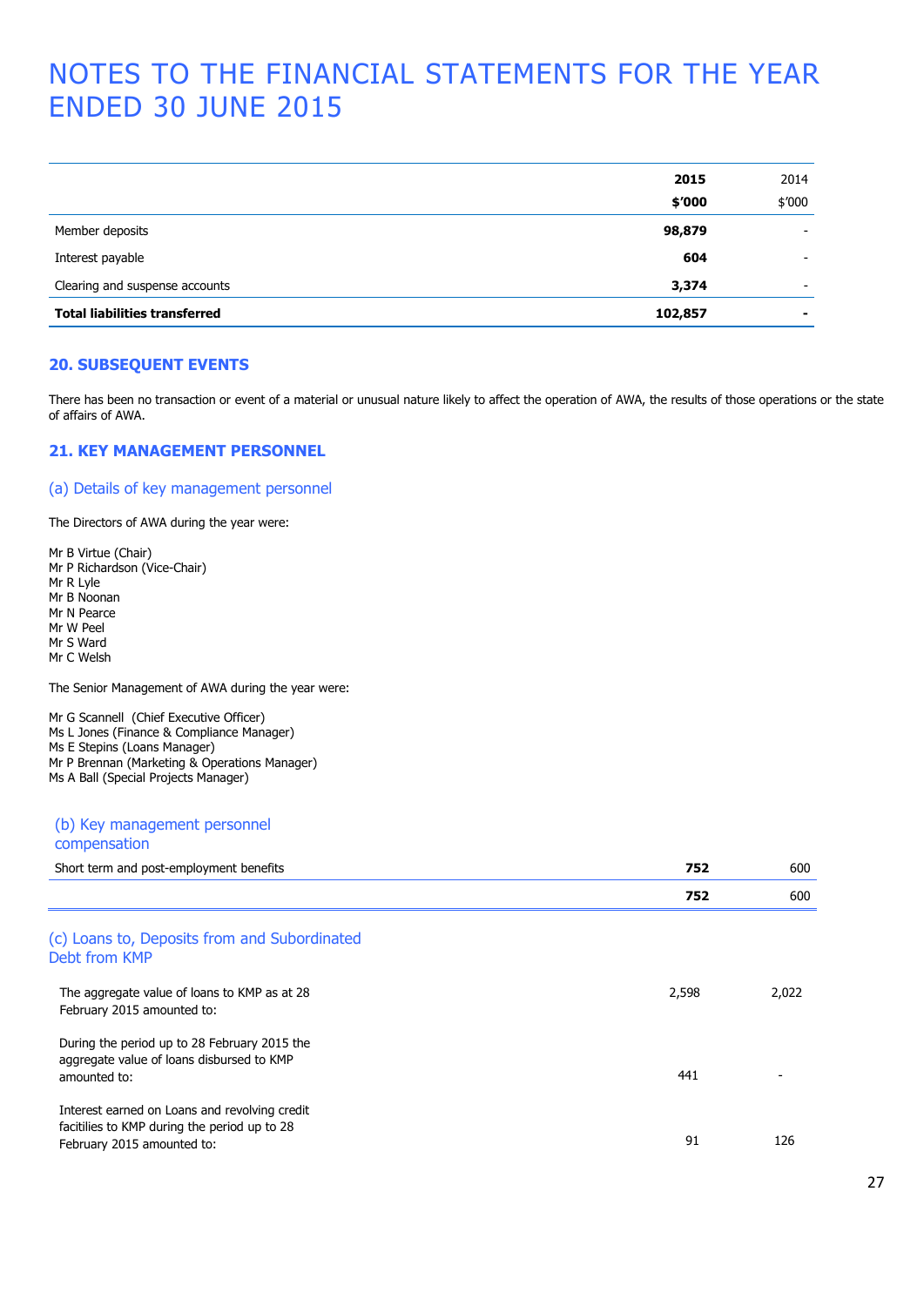# NOTES TO THE FINANCIAL STATEMENTS FOR THE YEAR ENDED 30 JUNE 2015

| | 2015<br>$'000 | 2014<br>$'000 |
|---|---|---|
| Member deposits | **98,879** | - |
| Interest payable | **604** | - |
| Clearing and suspense accounts | **3,374** | - |
| **Total liabilities transferred** | **102,857** | **-** |

## 20. SUBSEQUENT EVENTS

There has been no transaction or event of a material or unusual nature likely to affect the operation of AWA, the results of those operations or the state of affairs of AWA.

## 21. KEY MANAGEMENT PERSONNEL

### (a) Details of key management personnel

The Directors of AWA during the year were:

Mr B Virtue (Chair)
Mr P Richardson (Vice-Chair)
Mr R Lyle
Mr B Noonan
Mr N Pearce
Mr W Peel
Mr S Ward
Mr C Welsh

The Senior Management of AWA during the year were:

Mr G Scannell (Chief Executive Officer)
Ms L Jones (Finance & Compliance Manager)
Ms E Stepins (Loans Manager)
Mr P Brennan (Marketing & Operations Manager)
Ms A Ball (Special Projects Manager)

### (b) Key management personnel compensation

| | | |
|---|---|---|
| Short term and post-employment benefits | **752** | 600 |
| | **752** | 600 |

### (c) Loans to, Deposits from and Subordinated Debt from KMP

| | | |
|---|---|---|
| The aggregate value of loans to KMP as at 28 February 2015 amounted to: | 2,598 | 2,022 |
| During the period up to 28 February 2015 the aggregate value of loans disbursed to KMP amounted to: | 441 | - |
| Interest earned on Loans and revolving credit facilities to KMP during the period up to 28 February 2015 amounted to: | 91 | 126 |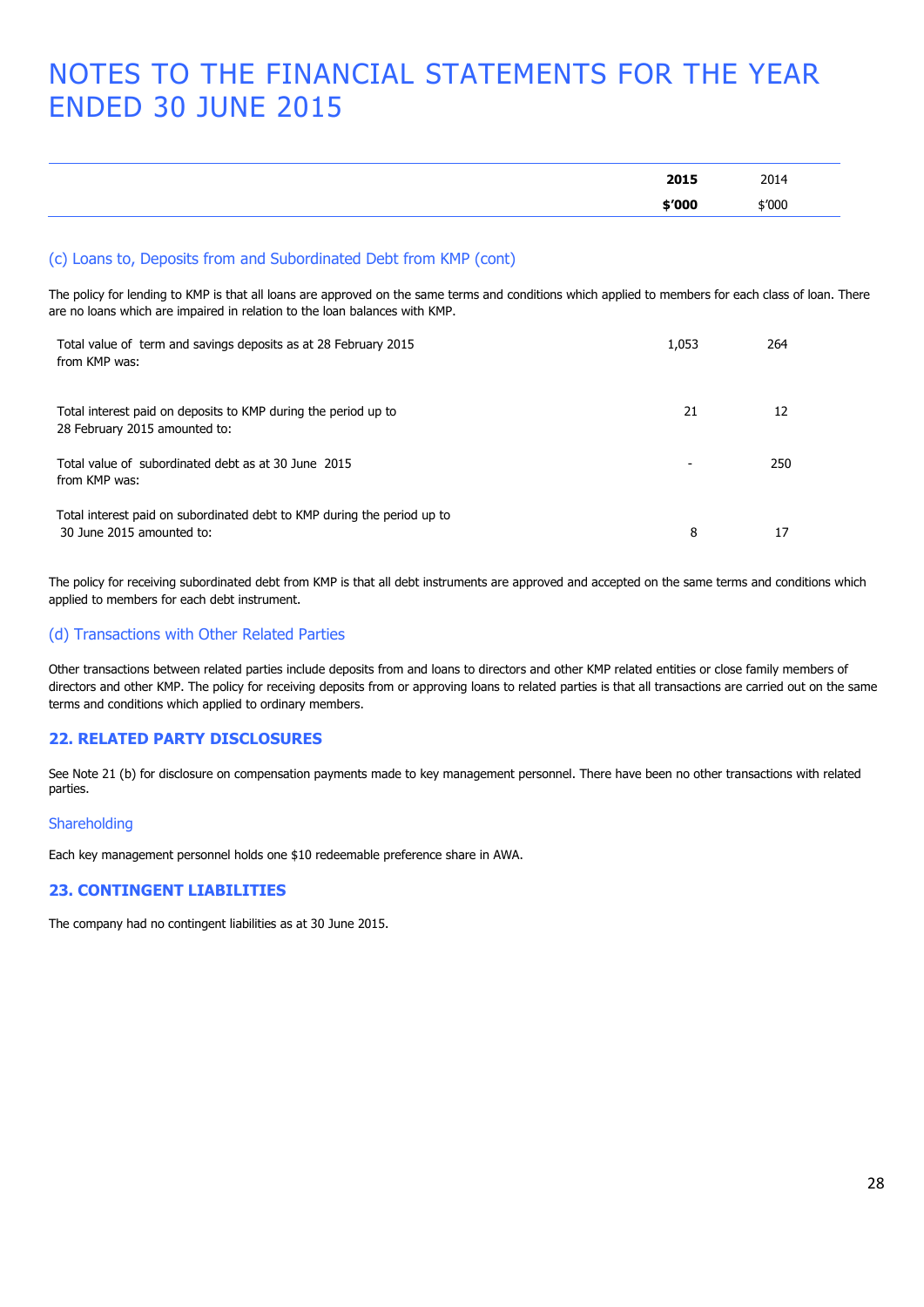# NOTES TO THE FINANCIAL STATEMENTS FOR THE YEAR ENDED 30 JUNE 2015

| | 2015 | 2014 |
|---|---|---|
| | $'000 | $'000 |

### (c) Loans to, Deposits from and Subordinated Debt from KMP (cont)

The policy for lending to KMP is that all loans are approved on the same terms and conditions which applied to members for each class of loan. There are no loans which are impaired in relation to the loan balances with KMP.

| | 2015 | 2014 |
|---|---|---|
| Total value of term and savings deposits as at 28 February 2015 from KMP was: | 1,053 | 264 |
| Total interest paid on deposits to KMP during the period up to 28 February 2015 amounted to: | 21 | 12 |
| Total value of subordinated debt as at 30 June 2015 from KMP was: | - | 250 |
| Total interest paid on subordinated debt to KMP during the period up to 30 June 2015 amounted to: | 8 | 17 |

The policy for receiving subordinated debt from KMP is that all debt instruments are approved and accepted on the same terms and conditions which applied to members for each debt instrument.

### (d) Transactions with Other Related Parties

Other transactions between related parties include deposits from and loans to directors and other KMP related entities or close family members of directors and other KMP. The policy for receiving deposits from or approving loans to related parties is that all transactions are carried out on the same terms and conditions which applied to ordinary members.

## 22. RELATED PARTY DISCLOSURES

See Note 21 (b) for disclosure on compensation payments made to key management personnel. There have been no other transactions with related parties.

### Shareholding

Each key management personnel holds one $10 redeemable preference share in AWA.

## 23. CONTINGENT LIABILITIES

The company had no contingent liabilities as at 30 June 2015.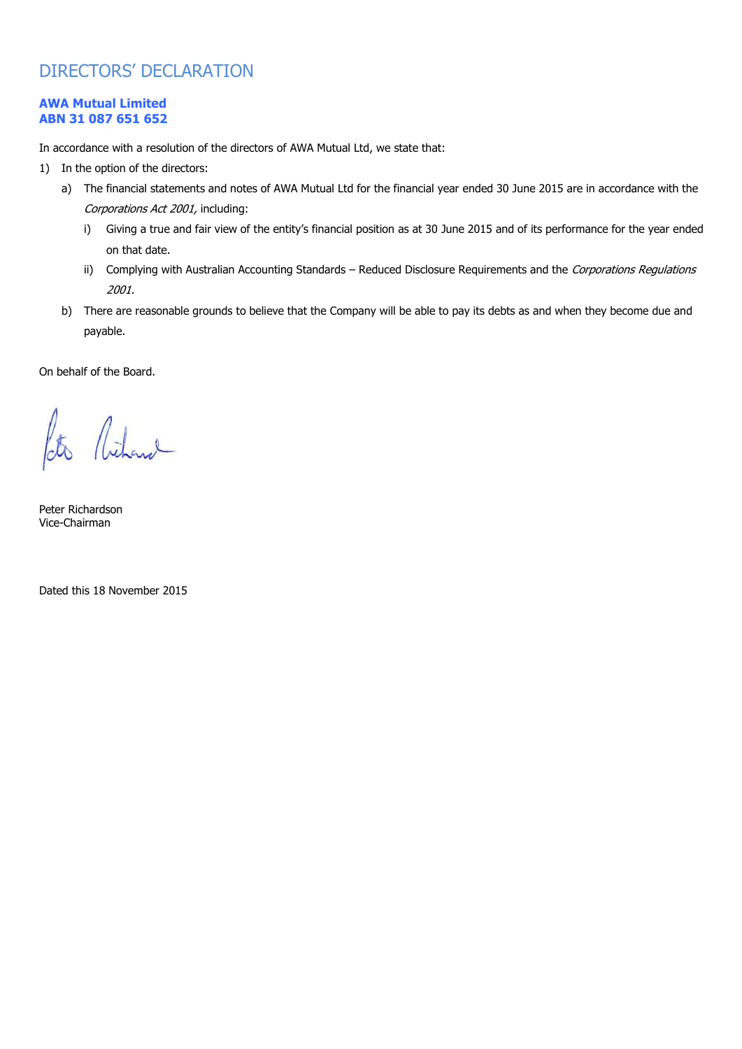# DIRECTORS' DECLARATION

**AWA Mutual Limited**
**ABN 31 087 651 652**

In accordance with a resolution of the directors of AWA Mutual Ltd, we state that:

1) In the option of the directors:
   a) The financial statements and notes of AWA Mutual Ltd for the financial year ended 30 June 2015 are in accordance with the *Corporations Act 2001,* including:
      i) Giving a true and fair view of the entity's financial position as at 30 June 2015 and of its performance for the year ended on that date.
      ii) Complying with Australian Accounting Standards – Reduced Disclosure Requirements and the *Corporations Regulations 2001.*
   b) There are reasonable grounds to believe that the Company will be able to pay its debts as and when they become due and payable.

On behalf of the Board.

Peter Richardson
Vice-Chairman

Dated this 18 November 2015